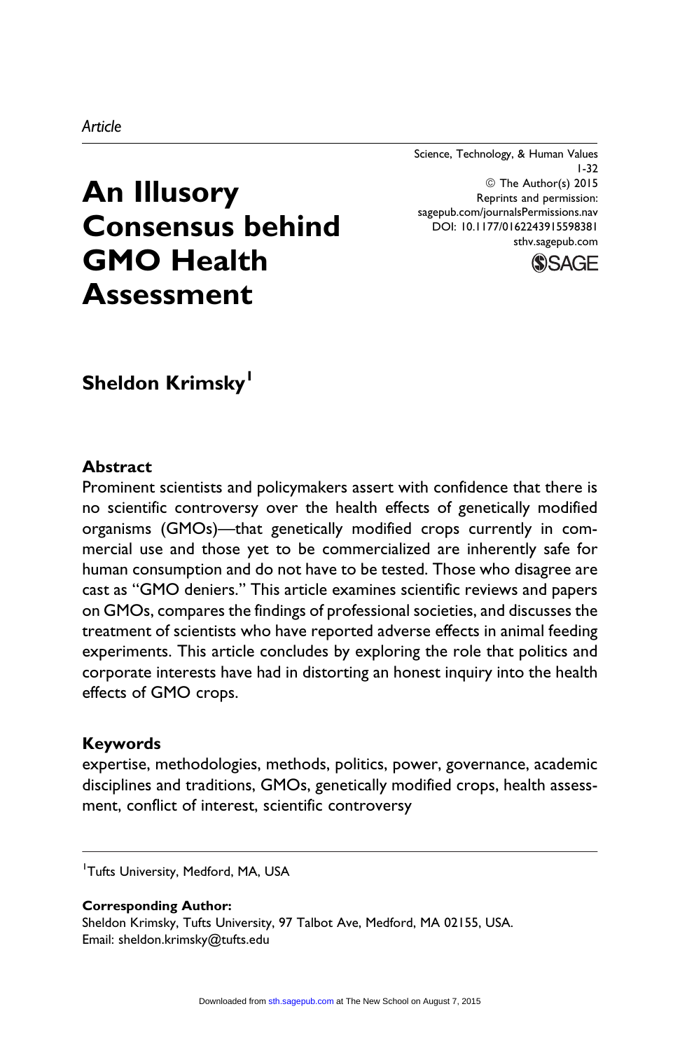*Article*

# An Illusory Consensus behind GMO Health Assessment

Science, Technology, & Human Values
© The Author(s) 2015
Reprints and permission: sagepub.com/journalsPermissions.nav
DOI: 10.1177/0162243915598381
sthv.sagepub.com

**Sheldon Krimsky**[1]

## Abstract

Prominent scientists and policymakers assert with confidence that there is no scientific controversy over the health effects of genetically modified organisms (GMOs)—that genetically modified crops currently in commercial use and those yet to be commercialized are inherently safe for human consumption and do not have to be tested. Those who disagree are cast as "GMO deniers." This article examines scientific reviews and papers on GMOs, compares the findings of professional societies, and discusses the treatment of scientists who have reported adverse effects in animal feeding experiments. This article concludes by exploring the role that politics and corporate interests have had in distorting an honest inquiry into the health effects of GMO crops.

## Keywords

expertise, methodologies, methods, politics, power, governance, academic disciplines and traditions, GMOs, genetically modified crops, health assessment, conflict of interest, scientific controversy

---

[1]Tufts University, Medford, MA, USA

**Corresponding Author:**
Sheldon Krimsky, Tufts University, 97 Talbot Ave, Medford, MA 02155, USA.
Email: sheldon.krimsky@tufts.edu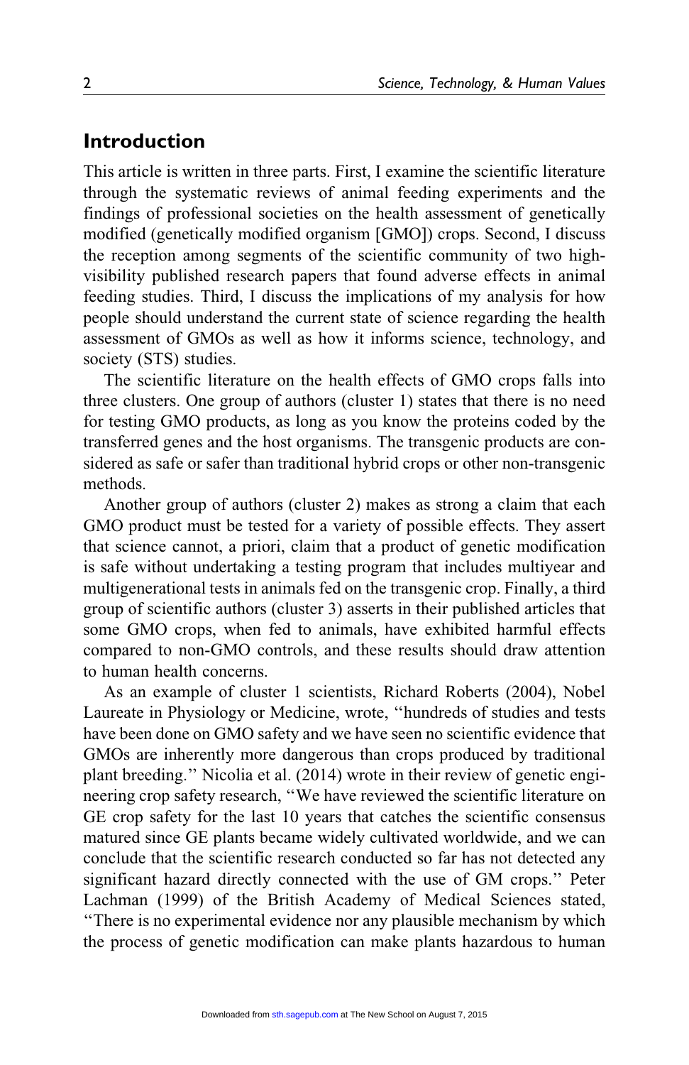## Introduction

This article is written in three parts. First, I examine the scientific literature through the systematic reviews of animal feeding experiments and the findings of professional societies on the health assessment of genetically modified (genetically modified organism [GMO]) crops. Second, I discuss the reception among segments of the scientific community of two high-visibility published research papers that found adverse effects in animal feeding studies. Third, I discuss the implications of my analysis for how people should understand the current state of science regarding the health assessment of GMOs as well as how it informs science, technology, and society (STS) studies.

The scientific literature on the health effects of GMO crops falls into three clusters. One group of authors (cluster 1) states that there is no need for testing GMO products, as long as you know the proteins coded by the transferred genes and the host organisms. The transgenic products are considered as safe or safer than traditional hybrid crops or other non-transgenic methods.

Another group of authors (cluster 2) makes as strong a claim that each GMO product must be tested for a variety of possible effects. They assert that science cannot, a priori, claim that a product of genetic modification is safe without undertaking a testing program that includes multiyear and multigenerational tests in animals fed on the transgenic crop. Finally, a third group of scientific authors (cluster 3) asserts in their published articles that some GMO crops, when fed to animals, have exhibited harmful effects compared to non-GMO controls, and these results should draw attention to human health concerns.

As an example of cluster 1 scientists, Richard Roberts (2004), Nobel Laureate in Physiology or Medicine, wrote, "hundreds of studies and tests have been done on GMO safety and we have seen no scientific evidence that GMOs are inherently more dangerous than crops produced by traditional plant breeding." Nicolia et al. (2014) wrote in their review of genetic engineering crop safety research, "We have reviewed the scientific literature on GE crop safety for the last 10 years that catches the scientific consensus matured since GE plants became widely cultivated worldwide, and we can conclude that the scientific research conducted so far has not detected any significant hazard directly connected with the use of GM crops." Peter Lachman (1999) of the British Academy of Medical Sciences stated, "There is no experimental evidence nor any plausible mechanism by which the process of genetic modification can make plants hazardous to human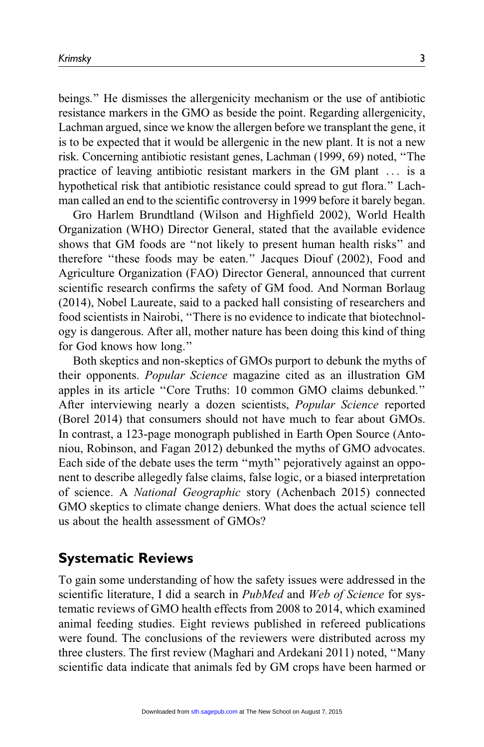beings." He dismisses the allergenicity mechanism or the use of antibiotic resistance markers in the GMO as beside the point. Regarding allergenicity, Lachman argued, since we know the allergen before we transplant the gene, it is to be expected that it would be allergenic in the new plant. It is not a new risk. Concerning antibiotic resistant genes, Lachman (1999, 69) noted, "The practice of leaving antibiotic resistant markers in the GM plant ... is a hypothetical risk that antibiotic resistance could spread to gut flora." Lachman called an end to the scientific controversy in 1999 before it barely began.

Gro Harlem Brundtland (Wilson and Highfield 2002), World Health Organization (WHO) Director General, stated that the available evidence shows that GM foods are "not likely to present human health risks" and therefore "these foods may be eaten." Jacques Diouf (2002), Food and Agriculture Organization (FAO) Director General, announced that current scientific research confirms the safety of GM food. And Norman Borlaug (2014), Nobel Laureate, said to a packed hall consisting of researchers and food scientists in Nairobi, "There is no evidence to indicate that biotechnology is dangerous. After all, mother nature has been doing this kind of thing for God knows how long."

Both skeptics and non-skeptics of GMOs purport to debunk the myths of their opponents. *Popular Science* magazine cited as an illustration GM apples in its article "Core Truths: 10 common GMO claims debunked." After interviewing nearly a dozen scientists, *Popular Science* reported (Borel 2014) that consumers should not have much to fear about GMOs. In contrast, a 123-page monograph published in Earth Open Source (Antoniou, Robinson, and Fagan 2012) debunked the myths of GMO advocates. Each side of the debate uses the term "myth" pejoratively against an opponent to describe allegedly false claims, false logic, or a biased interpretation of science. A *National Geographic* story (Achenbach 2015) connected GMO skeptics to climate change deniers. What does the actual science tell us about the health assessment of GMOs?

## Systematic Reviews

To gain some understanding of how the safety issues were addressed in the scientific literature, I did a search in *PubMed* and *Web of Science* for systematic reviews of GMO health effects from 2008 to 2014, which examined animal feeding studies. Eight reviews published in refereed publications were found. The conclusions of the reviewers were distributed across my three clusters. The first review (Maghari and Ardekani 2011) noted, "Many scientific data indicate that animals fed by GM crops have been harmed or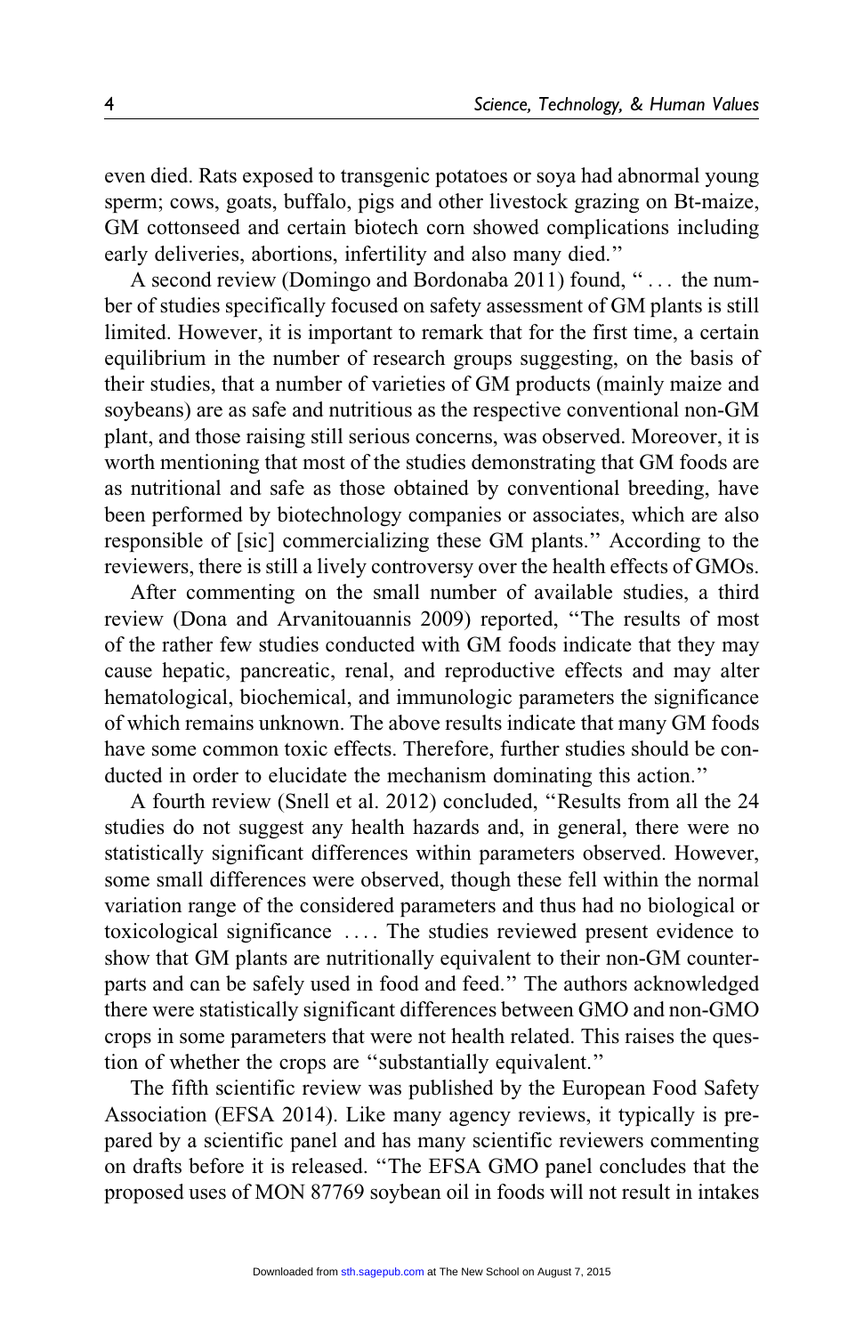even died. Rats exposed to transgenic potatoes or soya had abnormal young sperm; cows, goats, buffalo, pigs and other livestock grazing on Bt-maize, GM cottonseed and certain biotech corn showed complications including early deliveries, abortions, infertility and also many died.''

A second review (Domingo and Bordonaba 2011) found, ''... the number of studies specifically focused on safety assessment of GM plants is still limited. However, it is important to remark that for the first time, a certain equilibrium in the number of research groups suggesting, on the basis of their studies, that a number of varieties of GM products (mainly maize and soybeans) are as safe and nutritious as the respective conventional non-GM plant, and those raising still serious concerns, was observed. Moreover, it is worth mentioning that most of the studies demonstrating that GM foods are as nutritional and safe as those obtained by conventional breeding, have been performed by biotechnology companies or associates, which are also responsible of [sic] commercializing these GM plants.'' According to the reviewers, there is still a lively controversy over the health effects of GMOs.

After commenting on the small number of available studies, a third review (Dona and Arvanitouannis 2009) reported, ''The results of most of the rather few studies conducted with GM foods indicate that they may cause hepatic, pancreatic, renal, and reproductive effects and may alter hematological, biochemical, and immunologic parameters the significance of which remains unknown. The above results indicate that many GM foods have some common toxic effects. Therefore, further studies should be conducted in order to elucidate the mechanism dominating this action.''

A fourth review (Snell et al. 2012) concluded, ''Results from all the 24 studies do not suggest any health hazards and, in general, there were no statistically significant differences within parameters observed. However, some small differences were observed, though these fell within the normal variation range of the considered parameters and thus had no biological or toxicological significance .... The studies reviewed present evidence to show that GM plants are nutritionally equivalent to their non-GM counterparts and can be safely used in food and feed.'' The authors acknowledged there were statistically significant differences between GMO and non-GMO crops in some parameters that were not health related. This raises the question of whether the crops are ''substantially equivalent.''

The fifth scientific review was published by the European Food Safety Association (EFSA 2014). Like many agency reviews, it typically is prepared by a scientific panel and has many scientific reviewers commenting on drafts before it is released. ''The EFSA GMO panel concludes that the proposed uses of MON 87769 soybean oil in foods will not result in intakes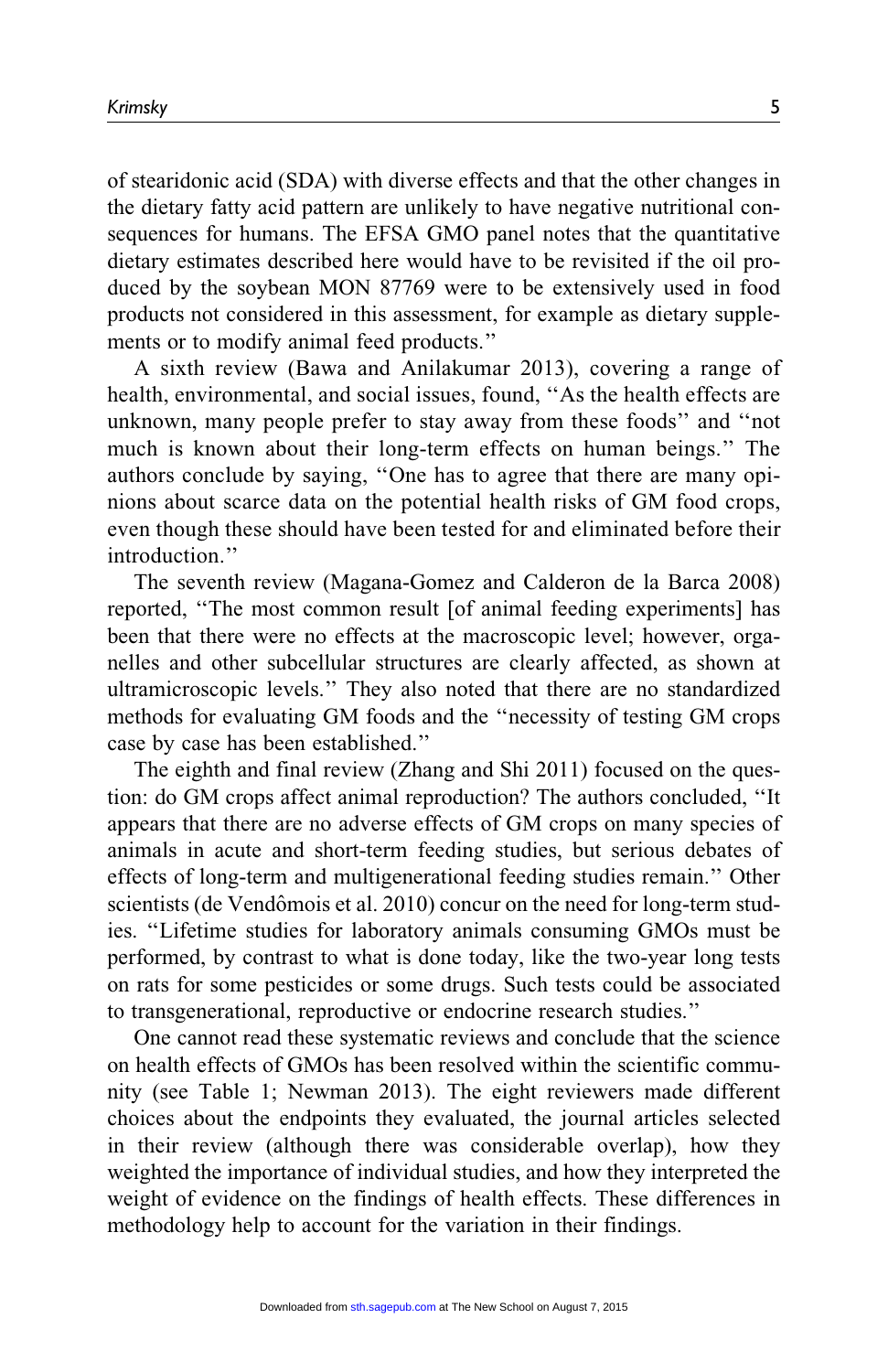of stearidonic acid (SDA) with diverse effects and that the other changes in the dietary fatty acid pattern are unlikely to have negative nutritional consequences for humans. The EFSA GMO panel notes that the quantitative dietary estimates described here would have to be revisited if the oil produced by the soybean MON 87769 were to be extensively used in food products not considered in this assessment, for example as dietary supplements or to modify animal feed products.''

A sixth review (Bawa and Anilakumar 2013), covering a range of health, environmental, and social issues, found, ''As the health effects are unknown, many people prefer to stay away from these foods'' and ''not much is known about their long-term effects on human beings.'' The authors conclude by saying, ''One has to agree that there are many opinions about scarce data on the potential health risks of GM food crops, even though these should have been tested for and eliminated before their introduction.''

The seventh review (Magana-Gomez and Calderon de la Barca 2008) reported, ''The most common result [of animal feeding experiments] has been that there were no effects at the macroscopic level; however, organelles and other subcellular structures are clearly affected, as shown at ultramicroscopic levels.'' They also noted that there are no standardized methods for evaluating GM foods and the ''necessity of testing GM crops case by case has been established.''

The eighth and final review (Zhang and Shi 2011) focused on the question: do GM crops affect animal reproduction? The authors concluded, ''It appears that there are no adverse effects of GM crops on many species of animals in acute and short-term feeding studies, but serious debates of effects of long-term and multigenerational feeding studies remain.'' Other scientists (de Vendômois et al. 2010) concur on the need for long-term studies. ''Lifetime studies for laboratory animals consuming GMOs must be performed, by contrast to what is done today, like the two-year long tests on rats for some pesticides or some drugs. Such tests could be associated to transgenerational, reproductive or endocrine research studies.''

One cannot read these systematic reviews and conclude that the science on health effects of GMOs has been resolved within the scientific community (see Table 1; Newman 2013). The eight reviewers made different choices about the endpoints they evaluated, the journal articles selected in their review (although there was considerable overlap), how they weighted the importance of individual studies, and how they interpreted the weight of evidence on the findings of health effects. These differences in methodology help to account for the variation in their findings.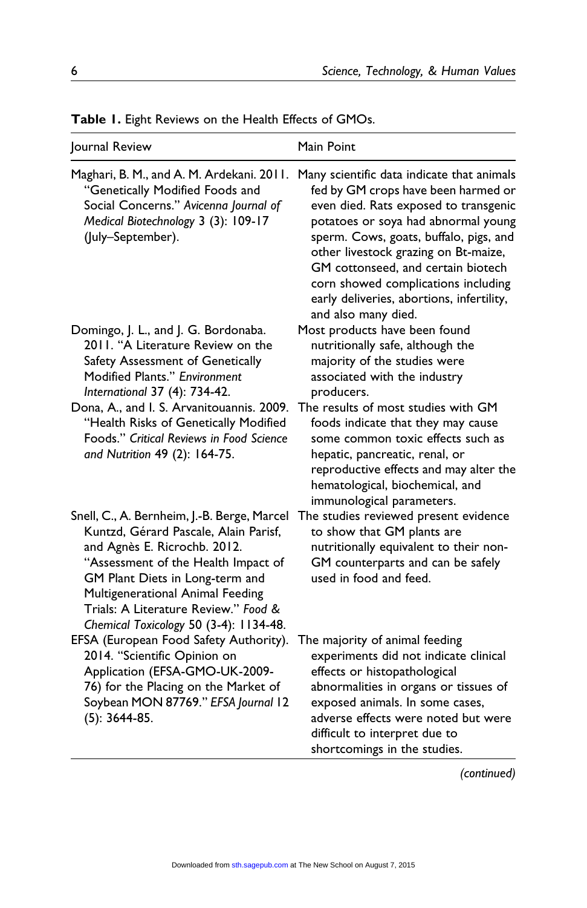**Table 1.** Eight Reviews on the Health Effects of GMOs.

| Journal Review | Main Point |
|---|---|
| Maghari, B. M., and A. M. Ardekani. 2011. "Genetically Modified Foods and Social Concerns." *Avicenna Journal of Medical Biotechnology* 3 (3): 109-17 (July–September). | Many scientific data indicate that animals fed by GM crops have been harmed or even died. Rats exposed to transgenic potatoes or soya had abnormal young sperm. Cows, goats, buffalo, pigs, and other livestock grazing on Bt-maize, GM cottonseed, and certain biotech corn showed complications including early deliveries, abortions, infertility, and also many died. |
| Domingo, J. L., and J. G. Bordonaba. 2011. "A Literature Review on the Safety Assessment of Genetically Modified Plants." *Environment International* 37 (4): 734-42. | Most products have been found nutritionally safe, although the majority of the studies were associated with the industry producers. |
| Dona, A., and I. S. Arvanitouannis. 2009. "Health Risks of Genetically Modified Foods." *Critical Reviews in Food Science and Nutrition* 49 (2): 164-75. | The results of most studies with GM foods indicate that they may cause some common toxic effects such as hepatic, pancreatic, renal, or reproductive effects and may alter the hematological, biochemical, and immunological parameters. |
| Snell, C., A. Bernheim, J.-B. Berge, Marcel Kuntzd, Gérard Pascale, Alain Parisf, and Agnès E. Ricrochb. 2012. "Assessment of the Health Impact of GM Plant Diets in Long-term and Multigenerational Animal Feeding Trials: A Literature Review." *Food & Chemical Toxicology* 50 (3-4): 1134-48. | The studies reviewed present evidence to show that GM plants are nutritionally equivalent to their non-GM counterparts and can be safely used in food and feed. |
| EFSA (European Food Safety Authority). 2014. "Scientific Opinion on Application (EFSA-GMO-UK-2009-76) for the Placing on the Market of Soybean MON 87769." *EFSA Journal* 12 (5): 3644-85. | The majority of animal feeding experiments did not indicate clinical effects or histopathological abnormalities in organs or tissues of exposed animals. In some cases, adverse effects were noted but were difficult to interpret due to shortcomings in the studies. |

*(continued)*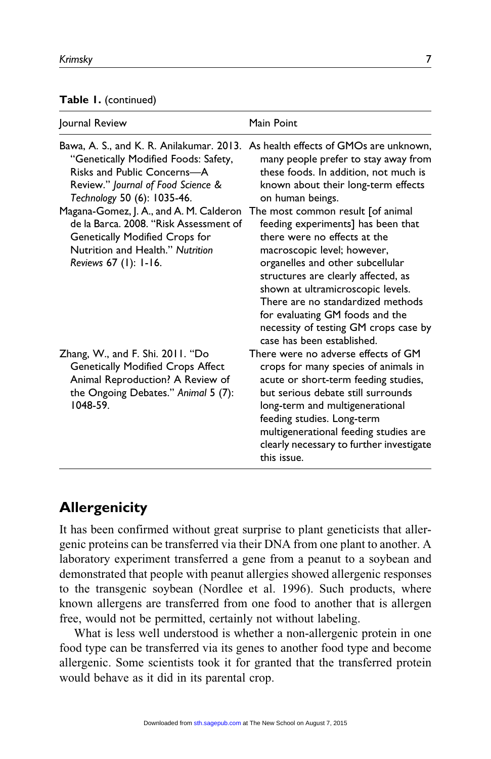**Table 1.** (continued)

| Journal Review | Main Point |
| --- | --- |
| Bawa, A. S., and K. R. Anilakumar. 2013. "Genetically Modified Foods: Safety, Risks and Public Concerns—A Review." *Journal of Food Science & Technology* 50 (6): 1035-46. | As health effects of GMOs are unknown, many people prefer to stay away from these foods. In addition, not much is known about their long-term effects on human beings. |
| Magana-Gomez, J. A., and A. M. Calderon de la Barca. 2008. "Risk Assessment of Genetically Modified Crops for Nutrition and Health." *Nutrition Reviews* 67 (1): 1-16. | The most common result [of animal feeding experiments] has been that there were no effects at the macroscopic level; however, organelles and other subcellular structures are clearly affected, as shown at ultramicroscopic levels. There are no standardized methods for evaluating GM foods and the necessity of testing GM crops case by case has been established. |
| Zhang, W., and F. Shi. 2011. "Do Genetically Modified Crops Affect Animal Reproduction? A Review of the Ongoing Debates." *Animal* 5 (7): 1048-59. | There were no adverse effects of GM crops for many species of animals in acute or short-term feeding studies, but serious debate still surrounds long-term and multigenerational feeding studies. Long-term multigenerational feeding studies are clearly necessary to further investigate this issue. |

## Allergenicity

It has been confirmed without great surprise to plant geneticists that allergenic proteins can be transferred via their DNA from one plant to another. A laboratory experiment transferred a gene from a peanut to a soybean and demonstrated that people with peanut allergies showed allergenic responses to the transgenic soybean (Nordlee et al. 1996). Such products, where known allergens are transferred from one food to another that is allergen free, would not be permitted, certainly not without labeling.

What is less well understood is whether a non-allergenic protein in one food type can be transferred via its genes to another food type and become allergenic. Some scientists took it for granted that the transferred protein would behave as it did in its parental crop.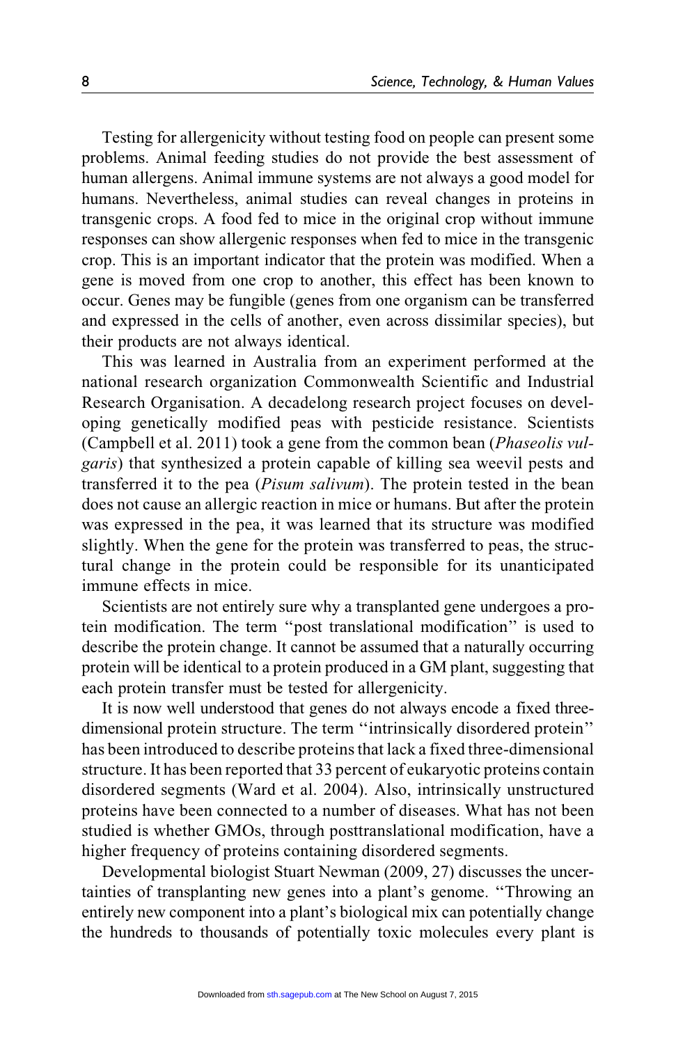Testing for allergenicity without testing food on people can present some problems. Animal feeding studies do not provide the best assessment of human allergens. Animal immune systems are not always a good model for humans. Nevertheless, animal studies can reveal changes in proteins in transgenic crops. A food fed to mice in the original crop without immune responses can show allergenic responses when fed to mice in the transgenic crop. This is an important indicator that the protein was modified. When a gene is moved from one crop to another, this effect has been known to occur. Genes may be fungible (genes from one organism can be transferred and expressed in the cells of another, even across dissimilar species), but their products are not always identical.

This was learned in Australia from an experiment performed at the national research organization Commonwealth Scientific and Industrial Research Organisation. A decadelong research project focuses on developing genetically modified peas with pesticide resistance. Scientists (Campbell et al. 2011) took a gene from the common bean (*Phaseolis vulgaris*) that synthesized a protein capable of killing sea weevil pests and transferred it to the pea (*Pisum salivum*). The protein tested in the bean does not cause an allergic reaction in mice or humans. But after the protein was expressed in the pea, it was learned that its structure was modified slightly. When the gene for the protein was transferred to peas, the structural change in the protein could be responsible for its unanticipated immune effects in mice.

Scientists are not entirely sure why a transplanted gene undergoes a protein modification. The term ''post translational modification'' is used to describe the protein change. It cannot be assumed that a naturally occurring protein will be identical to a protein produced in a GM plant, suggesting that each protein transfer must be tested for allergenicity.

It is now well understood that genes do not always encode a fixed three-dimensional protein structure. The term ''intrinsically disordered protein'' has been introduced to describe proteins that lack a fixed three-dimensional structure. It has been reported that 33 percent of eukaryotic proteins contain disordered segments (Ward et al. 2004). Also, intrinsically unstructured proteins have been connected to a number of diseases. What has not been studied is whether GMOs, through posttranslational modification, have a higher frequency of proteins containing disordered segments.

Developmental biologist Stuart Newman (2009, 27) discusses the uncertainties of transplanting new genes into a plant's genome. ''Throwing an entirely new component into a plant's biological mix can potentially change the hundreds to thousands of potentially toxic molecules every plant is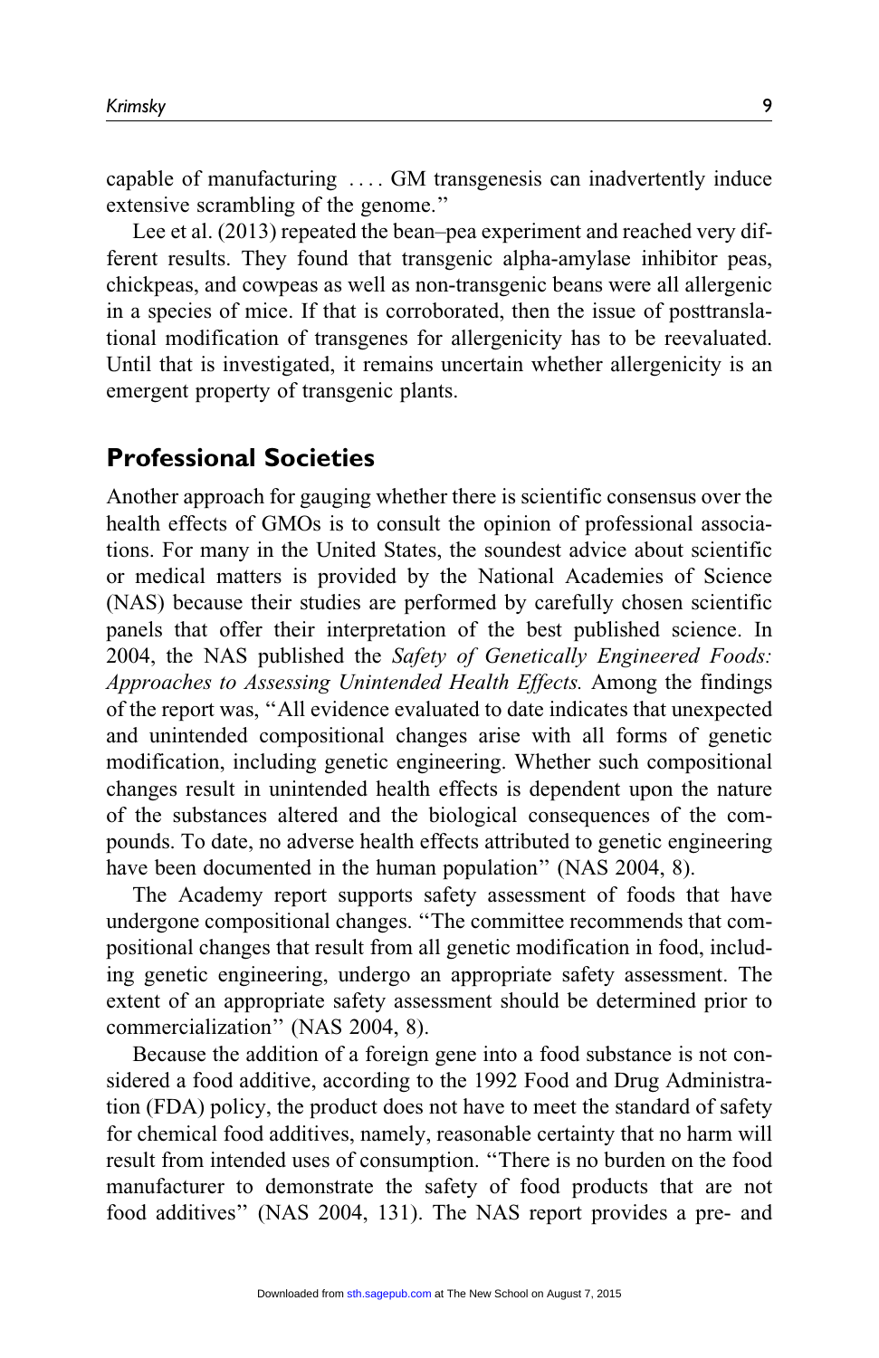capable of manufacturing .... GM transgenesis can inadvertently induce extensive scrambling of the genome."

Lee et al. (2013) repeated the bean–pea experiment and reached very different results. They found that transgenic alpha-amylase inhibitor peas, chickpeas, and cowpeas as well as non-transgenic beans were all allergenic in a species of mice. If that is corroborated, then the issue of posttranslational modification of transgenes for allergenicity has to be reevaluated. Until that is investigated, it remains uncertain whether allergenicity is an emergent property of transgenic plants.

## Professional Societies

Another approach for gauging whether there is scientific consensus over the health effects of GMOs is to consult the opinion of professional associations. For many in the United States, the soundest advice about scientific or medical matters is provided by the National Academies of Science (NAS) because their studies are performed by carefully chosen scientific panels that offer their interpretation of the best published science. In 2004, the NAS published the *Safety of Genetically Engineered Foods: Approaches to Assessing Unintended Health Effects.* Among the findings of the report was, "All evidence evaluated to date indicates that unexpected and unintended compositional changes arise with all forms of genetic modification, including genetic engineering. Whether such compositional changes result in unintended health effects is dependent upon the nature of the substances altered and the biological consequences of the compounds. To date, no adverse health effects attributed to genetic engineering have been documented in the human population" (NAS 2004, 8).

The Academy report supports safety assessment of foods that have undergone compositional changes. "The committee recommends that compositional changes that result from all genetic modification in food, including genetic engineering, undergo an appropriate safety assessment. The extent of an appropriate safety assessment should be determined prior to commercialization" (NAS 2004, 8).

Because the addition of a foreign gene into a food substance is not considered a food additive, according to the 1992 Food and Drug Administration (FDA) policy, the product does not have to meet the standard of safety for chemical food additives, namely, reasonable certainty that no harm will result from intended uses of consumption. "There is no burden on the food manufacturer to demonstrate the safety of food products that are not food additives" (NAS 2004, 131). The NAS report provides a pre- and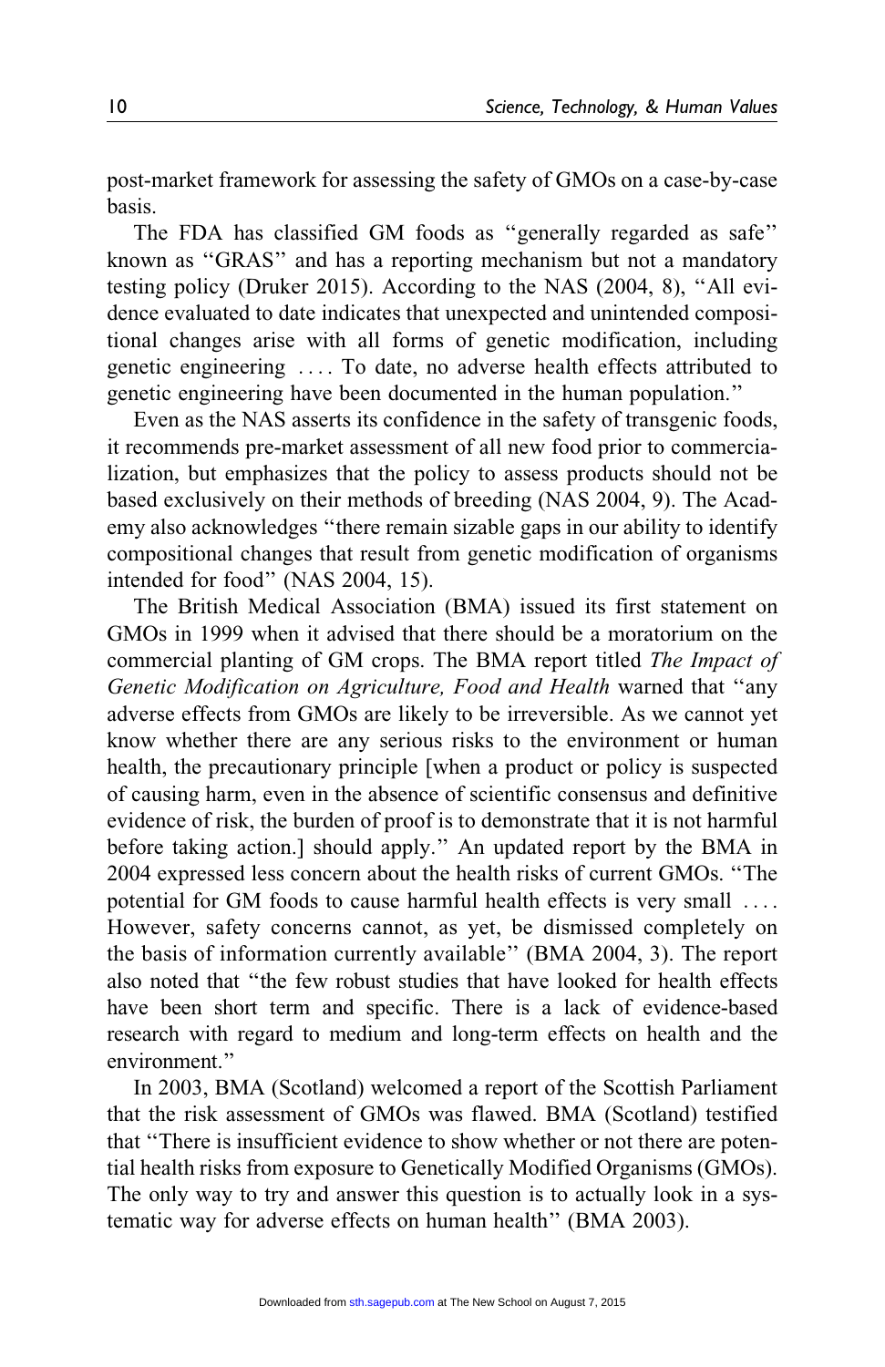post-market framework for assessing the safety of GMOs on a case-by-case basis.

The FDA has classified GM foods as "generally regarded as safe" known as "GRAS" and has a reporting mechanism but not a mandatory testing policy (Druker 2015). According to the NAS (2004, 8), "All evidence evaluated to date indicates that unexpected and unintended compositional changes arise with all forms of genetic modification, including genetic engineering .... To date, no adverse health effects attributed to genetic engineering have been documented in the human population."

Even as the NAS asserts its confidence in the safety of transgenic foods, it recommends pre-market assessment of all new food prior to commercialization, but emphasizes that the policy to assess products should not be based exclusively on their methods of breeding (NAS 2004, 9). The Academy also acknowledges "there remain sizable gaps in our ability to identify compositional changes that result from genetic modification of organisms intended for food" (NAS 2004, 15).

The British Medical Association (BMA) issued its first statement on GMOs in 1999 when it advised that there should be a moratorium on the commercial planting of GM crops. The BMA report titled *The Impact of Genetic Modification on Agriculture, Food and Health* warned that "any adverse effects from GMOs are likely to be irreversible. As we cannot yet know whether there are any serious risks to the environment or human health, the precautionary principle [when a product or policy is suspected of causing harm, even in the absence of scientific consensus and definitive evidence of risk, the burden of proof is to demonstrate that it is not harmful before taking action.] should apply." An updated report by the BMA in 2004 expressed less concern about the health risks of current GMOs. "The potential for GM foods to cause harmful health effects is very small .... However, safety concerns cannot, as yet, be dismissed completely on the basis of information currently available" (BMA 2004, 3). The report also noted that "the few robust studies that have looked for health effects have been short term and specific. There is a lack of evidence-based research with regard to medium and long-term effects on health and the environment."

In 2003, BMA (Scotland) welcomed a report of the Scottish Parliament that the risk assessment of GMOs was flawed. BMA (Scotland) testified that "There is insufficient evidence to show whether or not there are potential health risks from exposure to Genetically Modified Organisms (GMOs). The only way to try and answer this question is to actually look in a systematic way for adverse effects on human health" (BMA 2003).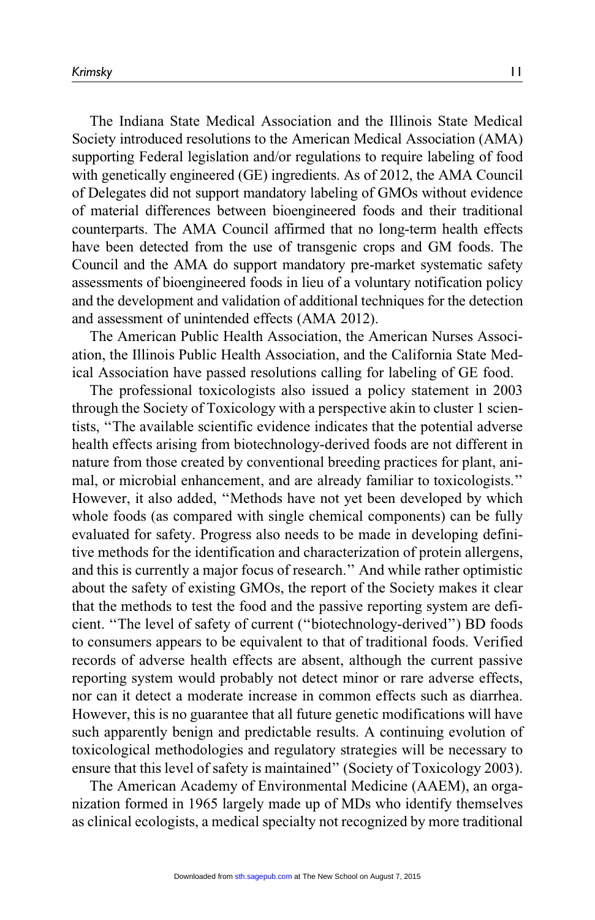The Indiana State Medical Association and the Illinois State Medical Society introduced resolutions to the American Medical Association (AMA) supporting Federal legislation and/or regulations to require labeling of food with genetically engineered (GE) ingredients. As of 2012, the AMA Council of Delegates did not support mandatory labeling of GMOs without evidence of material differences between bioengineered foods and their traditional counterparts. The AMA Council affirmed that no long-term health effects have been detected from the use of transgenic crops and GM foods. The Council and the AMA do support mandatory pre-market systematic safety assessments of bioengineered foods in lieu of a voluntary notification policy and the development and validation of additional techniques for the detection and assessment of unintended effects (AMA 2012).

The American Public Health Association, the American Nurses Association, the Illinois Public Health Association, and the California State Medical Association have passed resolutions calling for labeling of GE food.

The professional toxicologists also issued a policy statement in 2003 through the Society of Toxicology with a perspective akin to cluster 1 scientists, "The available scientific evidence indicates that the potential adverse health effects arising from biotechnology-derived foods are not different in nature from those created by conventional breeding practices for plant, animal, or microbial enhancement, and are already familiar to toxicologists." However, it also added, "Methods have not yet been developed by which whole foods (as compared with single chemical components) can be fully evaluated for safety. Progress also needs to be made in developing definitive methods for the identification and characterization of protein allergens, and this is currently a major focus of research." And while rather optimistic about the safety of existing GMOs, the report of the Society makes it clear that the methods to test the food and the passive reporting system are deficient. "The level of safety of current ("biotechnology-derived") BD foods to consumers appears to be equivalent to that of traditional foods. Verified records of adverse health effects are absent, although the current passive reporting system would probably not detect minor or rare adverse effects, nor can it detect a moderate increase in common effects such as diarrhea. However, this is no guarantee that all future genetic modifications will have such apparently benign and predictable results. A continuing evolution of toxicological methodologies and regulatory strategies will be necessary to ensure that this level of safety is maintained" (Society of Toxicology 2003).

The American Academy of Environmental Medicine (AAEM), an organization formed in 1965 largely made up of MDs who identify themselves as clinical ecologists, a medical specialty not recognized by more traditional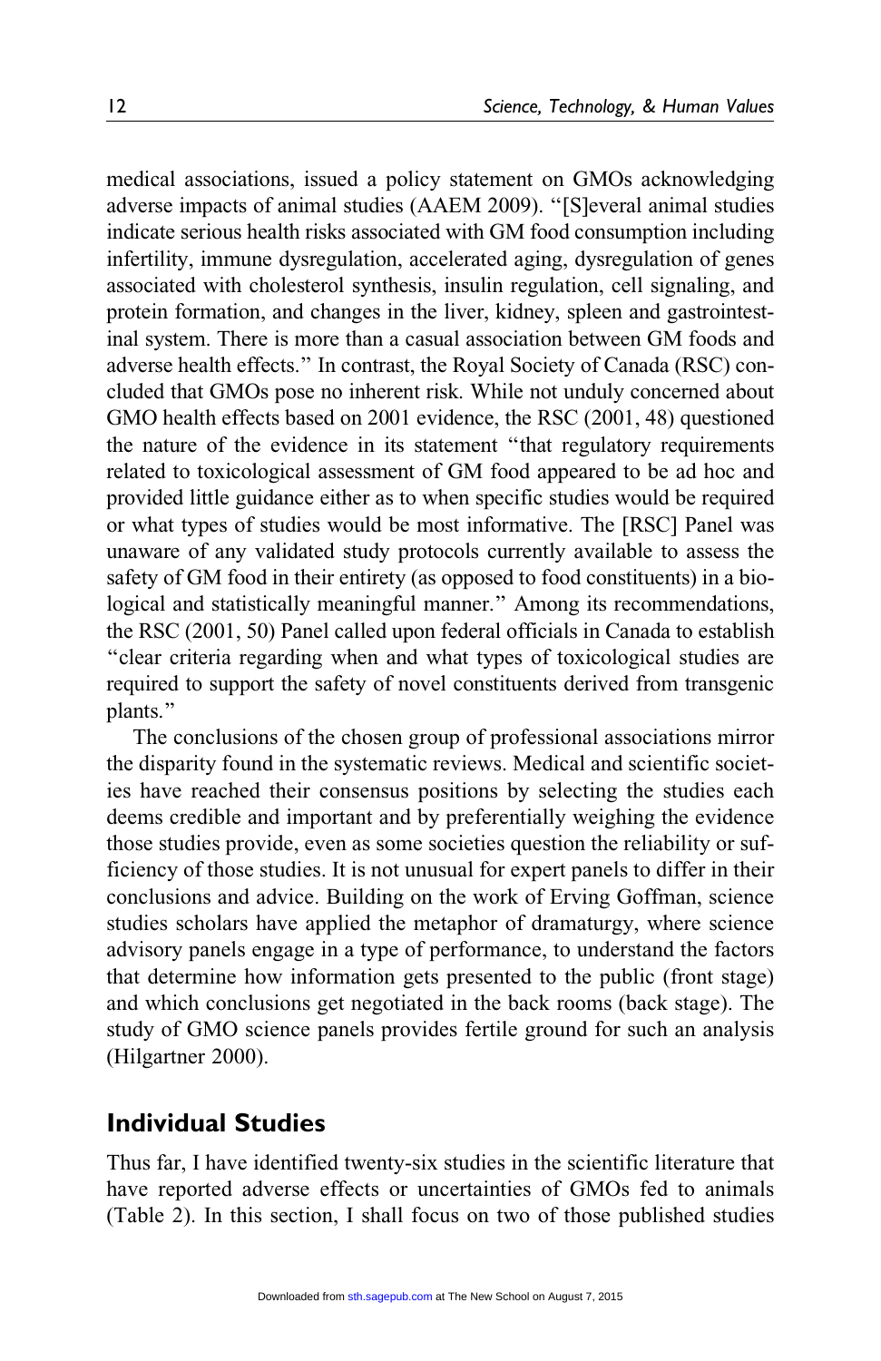medical associations, issued a policy statement on GMOs acknowledging adverse impacts of animal studies (AAEM 2009). "[S]everal animal studies indicate serious health risks associated with GM food consumption including infertility, immune dysregulation, accelerated aging, dysregulation of genes associated with cholesterol synthesis, insulin regulation, cell signaling, and protein formation, and changes in the liver, kidney, spleen and gastrointestinal system. There is more than a casual association between GM foods and adverse health effects." In contrast, the Royal Society of Canada (RSC) concluded that GMOs pose no inherent risk. While not unduly concerned about GMO health effects based on 2001 evidence, the RSC (2001, 48) questioned the nature of the evidence in its statement "that regulatory requirements related to toxicological assessment of GM food appeared to be ad hoc and provided little guidance either as to when specific studies would be required or what types of studies would be most informative. The [RSC] Panel was unaware of any validated study protocols currently available to assess the safety of GM food in their entirety (as opposed to food constituents) in a biological and statistically meaningful manner." Among its recommendations, the RSC (2001, 50) Panel called upon federal officials in Canada to establish "clear criteria regarding when and what types of toxicological studies are required to support the safety of novel constituents derived from transgenic plants."

The conclusions of the chosen group of professional associations mirror the disparity found in the systematic reviews. Medical and scientific societies have reached their consensus positions by selecting the studies each deems credible and important and by preferentially weighing the evidence those studies provide, even as some societies question the reliability or sufficiency of those studies. It is not unusual for expert panels to differ in their conclusions and advice. Building on the work of Erving Goffman, science studies scholars have applied the metaphor of dramaturgy, where science advisory panels engage in a type of performance, to understand the factors that determine how information gets presented to the public (front stage) and which conclusions get negotiated in the back rooms (back stage). The study of GMO science panels provides fertile ground for such an analysis (Hilgartner 2000).

## Individual Studies

Thus far, I have identified twenty-six studies in the scientific literature that have reported adverse effects or uncertainties of GMOs fed to animals (Table 2). In this section, I shall focus on two of those published studies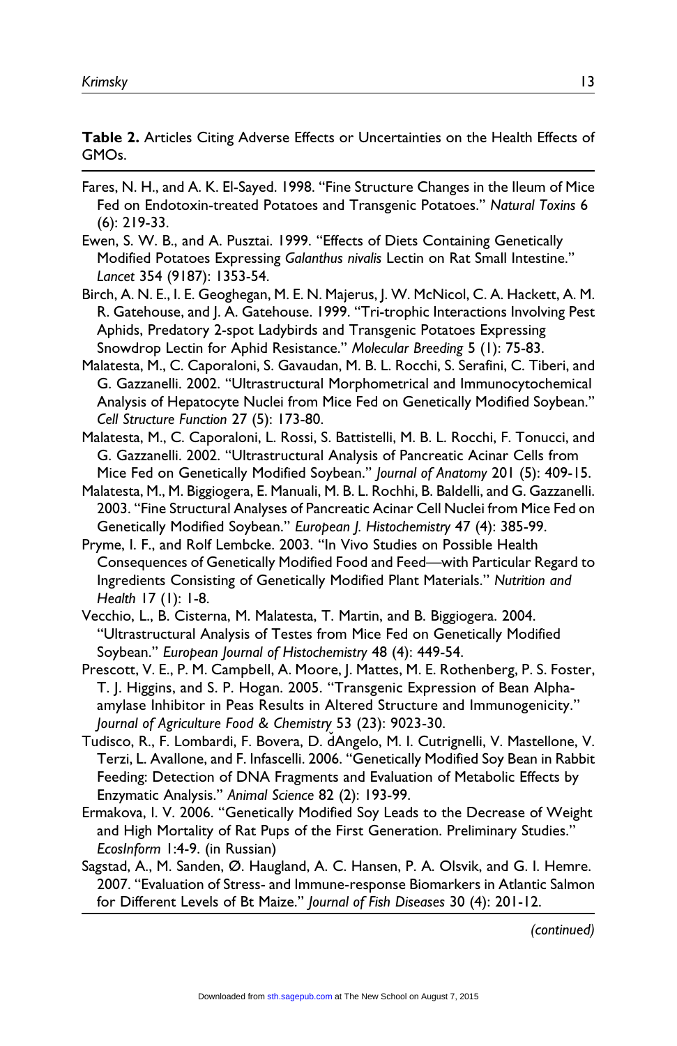**Table 2.** Articles Citing Adverse Effects or Uncertainties on the Health Effects of GMOs.

Fares, N. H., and A. K. El-Sayed. 1998. "Fine Structure Changes in the Ileum of Mice Fed on Endotoxin-treated Potatoes and Transgenic Potatoes." *Natural Toxins* 6 (6): 219-33.

Ewen, S. W. B., and A. Pusztai. 1999. "Effects of Diets Containing Genetically Modified Potatoes Expressing *Galanthus nivalis* Lectin on Rat Small Intestine." *Lancet* 354 (9187): 1353-54.

Birch, A. N. E., I. E. Geoghegan, M. E. N. Majerus, J. W. McNicol, C. A. Hackett, A. M. R. Gatehouse, and J. A. Gatehouse. 1999. "Tri-trophic Interactions Involving Pest Aphids, Predatory 2-spot Ladybirds and Transgenic Potatoes Expressing Snowdrop Lectin for Aphid Resistance." *Molecular Breeding* 5 (1): 75-83.

Malatesta, M., C. Caporaloni, S. Gavaudan, M. B. L. Rocchi, S. Serafini, C. Tiberi, and G. Gazzanelli. 2002. "Ultrastructural Morphometrical and Immunocytochemical Analysis of Hepatocyte Nuclei from Mice Fed on Genetically Modified Soybean." *Cell Structure Function* 27 (5): 173-80.

Malatesta, M., C. Caporaloni, L. Rossi, S. Battistelli, M. B. L. Rocchi, F. Tonucci, and G. Gazzanelli. 2002. "Ultrastructural Analysis of Pancreatic Acinar Cells from Mice Fed on Genetically Modified Soybean." *Journal of Anatomy* 201 (5): 409-15.

Malatesta, M., M. Biggiogera, E. Manuali, M. B. L. Rochhi, B. Baldelli, and G. Gazzanelli. 2003. "Fine Structural Analyses of Pancreatic Acinar Cell Nuclei from Mice Fed on Genetically Modified Soybean." *European J. Histochemistry* 47 (4): 385-99.

Pryme, I. F., and Rolf Lembcke. 2003. "In Vivo Studies on Possible Health Consequences of Genetically Modified Food and Feed—with Particular Regard to Ingredients Consisting of Genetically Modified Plant Materials." *Nutrition and Health* 17 (1): 1-8.

Vecchio, L., B. Cisterna, M. Malatesta, T. Martin, and B. Biggiogera. 2004. "Ultrastructural Analysis of Testes from Mice Fed on Genetically Modified Soybean." *European Journal of Histochemistry* 48 (4): 449-54.

Prescott, V. E., P. M. Campbell, A. Moore, J. Mattes, M. E. Rothenberg, P. S. Foster, T. J. Higgins, and S. P. Hogan. 2005. "Transgenic Expression of Bean Alpha-amylase Inhibitor in Peas Results in Altered Structure and Immunogenicity." *Journal of Agriculture Food & Chemistry* 53 (23): 9023-30.

Tudisco, R., F. Lombardi, F. Bovera, D. ďAngelo, M. I. Cutrignelli, V. Mastellone, V. Terzi, L. Avallone, and F. Infascelli. 2006. "Genetically Modified Soy Bean in Rabbit Feeding: Detection of DNA Fragments and Evaluation of Metabolic Effects by Enzymatic Analysis." *Animal Science* 82 (2): 193-99.

Ermakova, I. V. 2006. "Genetically Modified Soy Leads to the Decrease of Weight and High Mortality of Rat Pups of the First Generation. Preliminary Studies." *EcosInform* 1:4-9. (in Russian)

Sagstad, A., M. Sanden, Ø. Haugland, A. C. Hansen, P. A. Olsvik, and G. I. Hemre. 2007. "Evaluation of Stress- and Immune-response Biomarkers in Atlantic Salmon for Different Levels of Bt Maize." *Journal of Fish Diseases* 30 (4): 201-12.

*(continued)*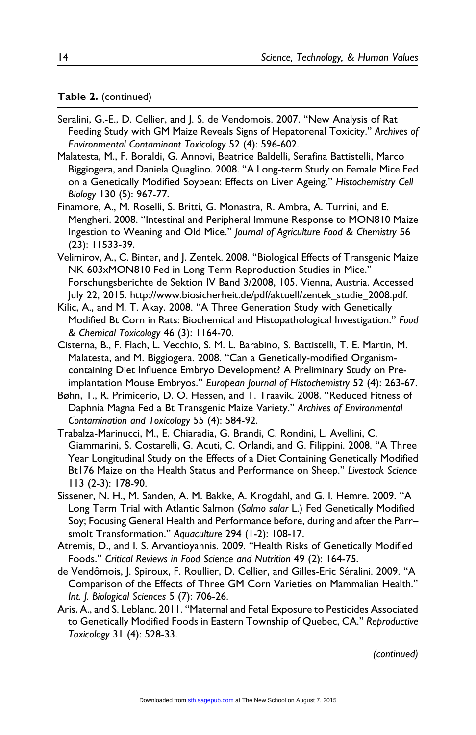**Table 2.** (continued)

Seralini, G.-E., D. Cellier, and J. S. de Vendomois. 2007. "New Analysis of Rat Feeding Study with GM Maize Reveals Signs of Hepatorenal Toxicity." *Archives of Environmental Contaminant Toxicology* 52 (4): 596-602.

Malatesta, M., F. Boraldi, G. Annovi, Beatrice Baldelli, Serafina Battistelli, Marco Biggiogera, and Daniela Quaglino. 2008. "A Long-term Study on Female Mice Fed on a Genetically Modified Soybean: Effects on Liver Ageing." *Histochemistry Cell Biology* 130 (5): 967-77.

Finamore, A., M. Roselli, S. Britti, G. Monastra, R. Ambra, A. Turrini, and E. Mengheri. 2008. "Intestinal and Peripheral Immune Response to MON810 Maize Ingestion to Weaning and Old Mice." *Journal of Agriculture Food & Chemistry* 56 (23): 11533-39.

Velimirov, A., C. Binter, and J. Zentek. 2008. "Biological Effects of Transgenic Maize NK 603xMON810 Fed in Long Term Reproduction Studies in Mice." Forschungsberichte de Sektion IV Band 3/2008, 105. Vienna, Austria. Accessed July 22, 2015. http://www.biosicherheit.de/pdf/aktuell/zentek_studie_2008.pdf.

Kilic, A., and M. T. Akay. 2008. "A Three Generation Study with Genetically Modified Bt Corn in Rats: Biochemical and Histopathological Investigation." *Food & Chemical Toxicology* 46 (3): 1164-70.

Cisterna, B., F. Flach, L. Vecchio, S. M. L. Barabino, S. Battistelli, T. E. Martin, M. Malatesta, and M. Biggiogera. 2008. "Can a Genetically-modified Organism-containing Diet Influence Embryo Development? A Preliminary Study on Pre-implantation Mouse Embryos." *European Journal of Histochemistry* 52 (4): 263-67.

Bøhn, T., R. Primicerio, D. O. Hessen, and T. Traavik. 2008. "Reduced Fitness of Daphnia Magna Fed a Bt Transgenic Maize Variety." *Archives of Environmental Contamination and Toxicology* 55 (4): 584-92.

Trabalza-Marinucci, M., E. Chiaradia, G. Brandi, C. Rondini, L. Avellini, C. Giammarini, S. Costarelli, G. Acuti, C. Orlandi, and G. Filippini. 2008. "A Three Year Longitudinal Study on the Effects of a Diet Containing Genetically Modified Bt176 Maize on the Health Status and Performance on Sheep." *Livestock Science* 113 (2-3): 178-90.

Sissener, N. H., M. Sanden, A. M. Bakke, A. Krogdahl, and G. I. Hemre. 2009. "A Long Term Trial with Atlantic Salmon (*Salmo salar* L.) Fed Genetically Modified Soy; Focusing General Health and Performance before, during and after the Parr–smolt Transformation." *Aquaculture* 294 (1-2): 108-17.

Atremis, D., and I. S. Arvantioyannis. 2009. "Health Risks of Genetically Modified Foods." *Critical Reviews in Food Science and Nutrition* 49 (2): 164-75.

de Vendômois, J. Spiroux, F. Roullier, D. Cellier, and Gilles-Eric Séralini. 2009. "A Comparison of the Effects of Three GM Corn Varieties on Mammalian Health." *Int. J. Biological Sciences* 5 (7): 706-26.

Aris, A., and S. Leblanc. 2011. "Maternal and Fetal Exposure to Pesticides Associated to Genetically Modified Foods in Eastern Township of Quebec, CA." *Reproductive Toxicology* 31 (4): 528-33.

*(continued)*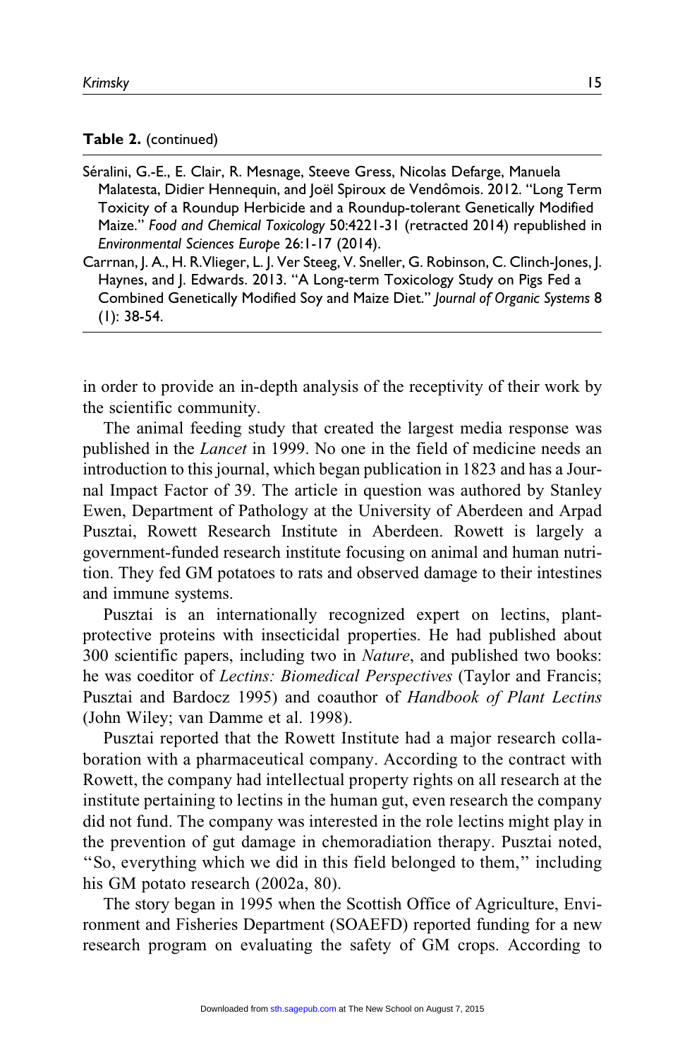**Table 2.** (continued)

|  |
|---|
| Séralini, G.-E., E. Clair, R. Mesnage, Steeve Gress, Nicolas Defarge, Manuela Malatesta, Didier Hennequin, and Joël Spiroux de Vendômois. 2012. "Long Term Toxicity of a Roundup Herbicide and a Roundup-tolerant Genetically Modified Maize." *Food and Chemical Toxicology* 50:4221-31 (retracted 2014) republished in *Environmental Sciences Europe* 26:1-17 (2014). |
| Carrnan, J. A., H. R.Vlieger, L. J. Ver Steeg, V. Sneller, G. Robinson, C. Clinch-Jones, J. Haynes, and J. Edwards. 2013. "A Long-term Toxicology Study on Pigs Fed a Combined Genetically Modified Soy and Maize Diet." *Journal of Organic Systems* 8 (1): 38-54. |

in order to provide an in-depth analysis of the receptivity of their work by the scientific community.

The animal feeding study that created the largest media response was published in the *Lancet* in 1999. No one in the field of medicine needs an introduction to this journal, which began publication in 1823 and has a Journal Impact Factor of 39. The article in question was authored by Stanley Ewen, Department of Pathology at the University of Aberdeen and Arpad Pusztai, Rowett Research Institute in Aberdeen. Rowett is largely a government-funded research institute focusing on animal and human nutrition. They fed GM potatoes to rats and observed damage to their intestines and immune systems.

Pusztai is an internationally recognized expert on lectins, plant-protective proteins with insecticidal properties. He had published about 300 scientific papers, including two in *Nature*, and published two books: he was coeditor of *Lectins: Biomedical Perspectives* (Taylor and Francis; Pusztai and Bardocz 1995) and coauthor of *Handbook of Plant Lectins* (John Wiley; van Damme et al. 1998).

Pusztai reported that the Rowett Institute had a major research collaboration with a pharmaceutical company. According to the contract with Rowett, the company had intellectual property rights on all research at the institute pertaining to lectins in the human gut, even research the company did not fund. The company was interested in the role lectins might play in the prevention of gut damage in chemoradiation therapy. Pusztai noted, "So, everything which we did in this field belonged to them," including his GM potato research (2002a, 80).

The story began in 1995 when the Scottish Office of Agriculture, Environment and Fisheries Department (SOAEFD) reported funding for a new research program on evaluating the safety of GM crops. According to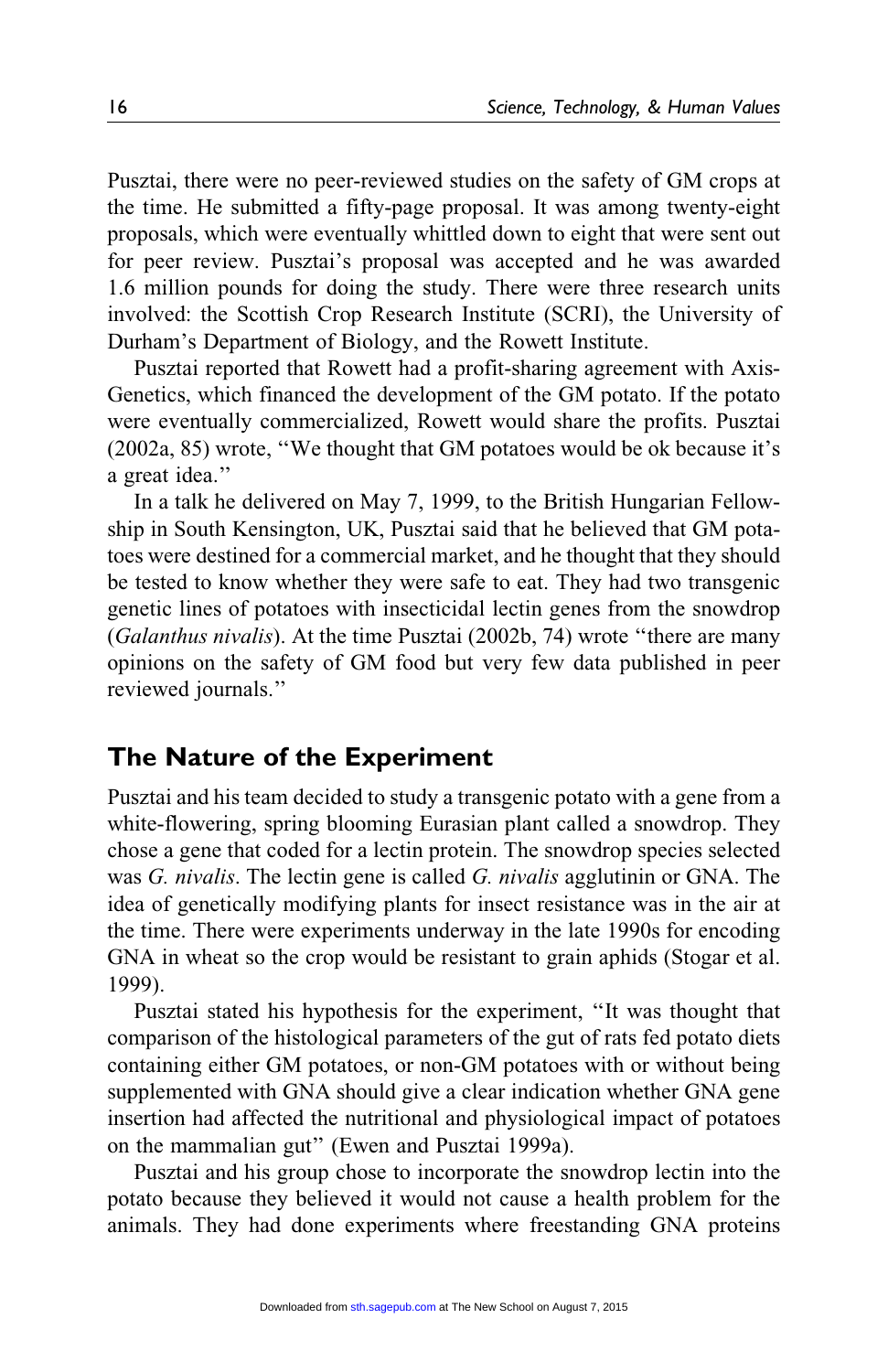Pusztai, there were no peer-reviewed studies on the safety of GM crops at the time. He submitted a fifty-page proposal. It was among twenty-eight proposals, which were eventually whittled down to eight that were sent out for peer review. Pusztai's proposal was accepted and he was awarded 1.6 million pounds for doing the study. There were three research units involved: the Scottish Crop Research Institute (SCRI), the University of Durham's Department of Biology, and the Rowett Institute.

Pusztai reported that Rowett had a profit-sharing agreement with Axis-Genetics, which financed the development of the GM potato. If the potato were eventually commercialized, Rowett would share the profits. Pusztai (2002a, 85) wrote, "We thought that GM potatoes would be ok because it's a great idea."

In a talk he delivered on May 7, 1999, to the British Hungarian Fellowship in South Kensington, UK, Pusztai said that he believed that GM potatoes were destined for a commercial market, and he thought that they should be tested to know whether they were safe to eat. They had two transgenic genetic lines of potatoes with insecticidal lectin genes from the snowdrop (*Galanthus nivalis*). At the time Pusztai (2002b, 74) wrote "there are many opinions on the safety of GM food but very few data published in peer reviewed journals."

## The Nature of the Experiment

Pusztai and his team decided to study a transgenic potato with a gene from a white-flowering, spring blooming Eurasian plant called a snowdrop. They chose a gene that coded for a lectin protein. The snowdrop species selected was *G. nivalis*. The lectin gene is called *G. nivalis* agglutinin or GNA. The idea of genetically modifying plants for insect resistance was in the air at the time. There were experiments underway in the late 1990s for encoding GNA in wheat so the crop would be resistant to grain aphids (Stogar et al. 1999).

Pusztai stated his hypothesis for the experiment, "It was thought that comparison of the histological parameters of the gut of rats fed potato diets containing either GM potatoes, or non-GM potatoes with or without being supplemented with GNA should give a clear indication whether GNA gene insertion had affected the nutritional and physiological impact of potatoes on the mammalian gut" (Ewen and Pusztai 1999a).

Pusztai and his group chose to incorporate the snowdrop lectin into the potato because they believed it would not cause a health problem for the animals. They had done experiments where freestanding GNA proteins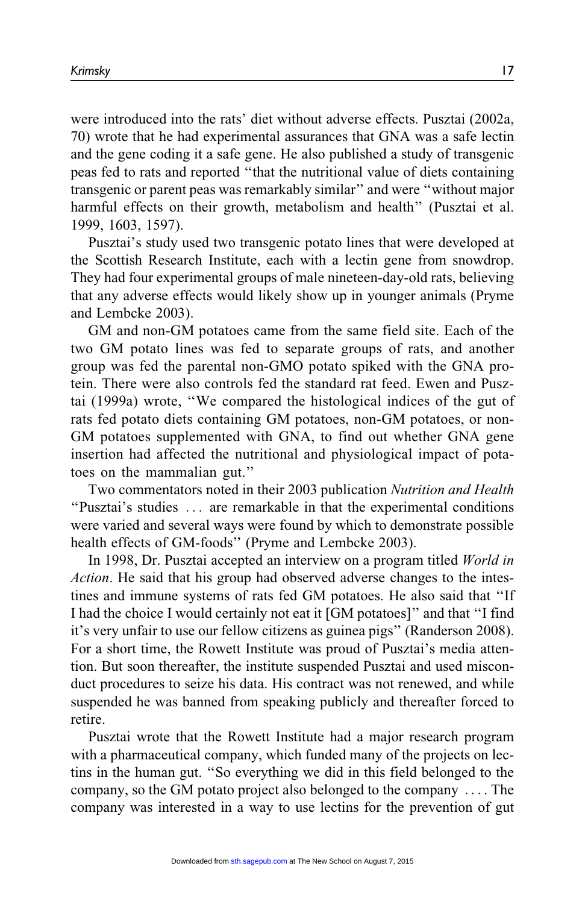were introduced into the rats' diet without adverse effects. Pusztai (2002a, 70) wrote that he had experimental assurances that GNA was a safe lectin and the gene coding it a safe gene. He also published a study of transgenic peas fed to rats and reported "that the nutritional value of diets containing transgenic or parent peas was remarkably similar" and were "without major harmful effects on their growth, metabolism and health" (Pusztai et al. 1999, 1603, 1597).

Pusztai's study used two transgenic potato lines that were developed at the Scottish Research Institute, each with a lectin gene from snowdrop. They had four experimental groups of male nineteen-day-old rats, believing that any adverse effects would likely show up in younger animals (Pryme and Lembcke 2003).

GM and non-GM potatoes came from the same field site. Each of the two GM potato lines was fed to separate groups of rats, and another group was fed the parental non-GMO potato spiked with the GNA protein. There were also controls fed the standard rat feed. Ewen and Pusztai (1999a) wrote, "We compared the histological indices of the gut of rats fed potato diets containing GM potatoes, non-GM potatoes, or non-GM potatoes supplemented with GNA, to find out whether GNA gene insertion had affected the nutritional and physiological impact of potatoes on the mammalian gut."

Two commentators noted in their 2003 publication *Nutrition and Health* "Pusztai's studies ... are remarkable in that the experimental conditions were varied and several ways were found by which to demonstrate possible health effects of GM-foods" (Pryme and Lembcke 2003).

In 1998, Dr. Pusztai accepted an interview on a program titled *World in Action*. He said that his group had observed adverse changes to the intestines and immune systems of rats fed GM potatoes. He also said that "If I had the choice I would certainly not eat it [GM potatoes]" and that "I find it's very unfair to use our fellow citizens as guinea pigs" (Randerson 2008). For a short time, the Rowett Institute was proud of Pusztai's media attention. But soon thereafter, the institute suspended Pusztai and used misconduct procedures to seize his data. His contract was not renewed, and while suspended he was banned from speaking publicly and thereafter forced to retire.

Pusztai wrote that the Rowett Institute had a major research program with a pharmaceutical company, which funded many of the projects on lectins in the human gut. "So everything we did in this field belonged to the company, so the GM potato project also belonged to the company .... The company was interested in a way to use lectins for the prevention of gut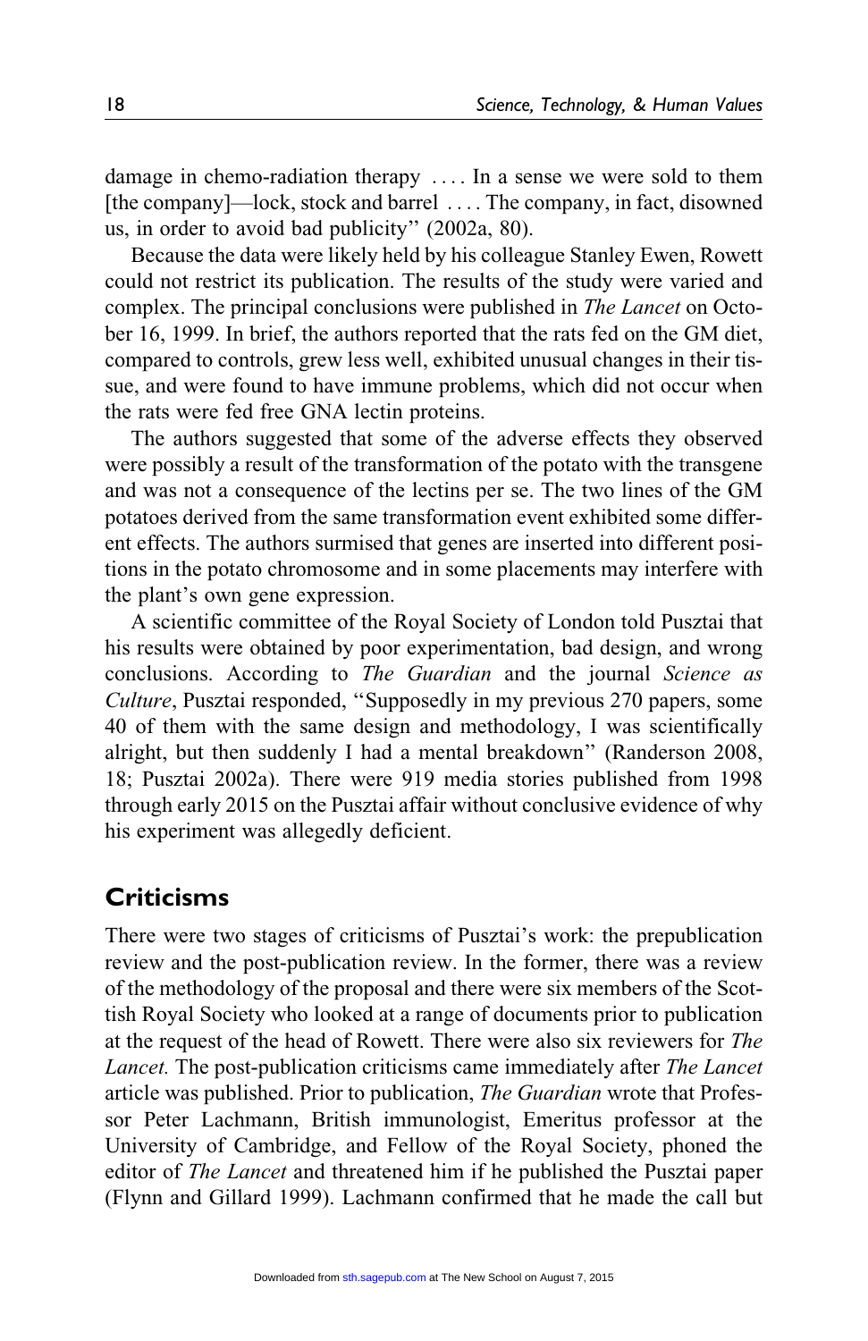damage in chemo-radiation therapy .... In a sense we were sold to them [the company]—lock, stock and barrel .... The company, in fact, disowned us, in order to avoid bad publicity" (2002a, 80).

Because the data were likely held by his colleague Stanley Ewen, Rowett could not restrict its publication. The results of the study were varied and complex. The principal conclusions were published in *The Lancet* on October 16, 1999. In brief, the authors reported that the rats fed on the GM diet, compared to controls, grew less well, exhibited unusual changes in their tissue, and were found to have immune problems, which did not occur when the rats were fed free GNA lectin proteins.

The authors suggested that some of the adverse effects they observed were possibly a result of the transformation of the potato with the transgene and was not a consequence of the lectins per se. The two lines of the GM potatoes derived from the same transformation event exhibited some different effects. The authors surmised that genes are inserted into different positions in the potato chromosome and in some placements may interfere with the plant's own gene expression.

A scientific committee of the Royal Society of London told Pusztai that his results were obtained by poor experimentation, bad design, and wrong conclusions. According to *The Guardian* and the journal *Science as Culture*, Pusztai responded, "Supposedly in my previous 270 papers, some 40 of them with the same design and methodology, I was scientifically alright, but then suddenly I had a mental breakdown" (Randerson 2008, 18; Pusztai 2002a). There were 919 media stories published from 1998 through early 2015 on the Pusztai affair without conclusive evidence of why his experiment was allegedly deficient.

## Criticisms

There were two stages of criticisms of Pusztai's work: the prepublication review and the post-publication review. In the former, there was a review of the methodology of the proposal and there were six members of the Scottish Royal Society who looked at a range of documents prior to publication at the request of the head of Rowett. There were also six reviewers for *The Lancet.* The post-publication criticisms came immediately after *The Lancet* article was published. Prior to publication, *The Guardian* wrote that Professor Peter Lachmann, British immunologist, Emeritus professor at the University of Cambridge, and Fellow of the Royal Society, phoned the editor of *The Lancet* and threatened him if he published the Pusztai paper (Flynn and Gillard 1999). Lachmann confirmed that he made the call but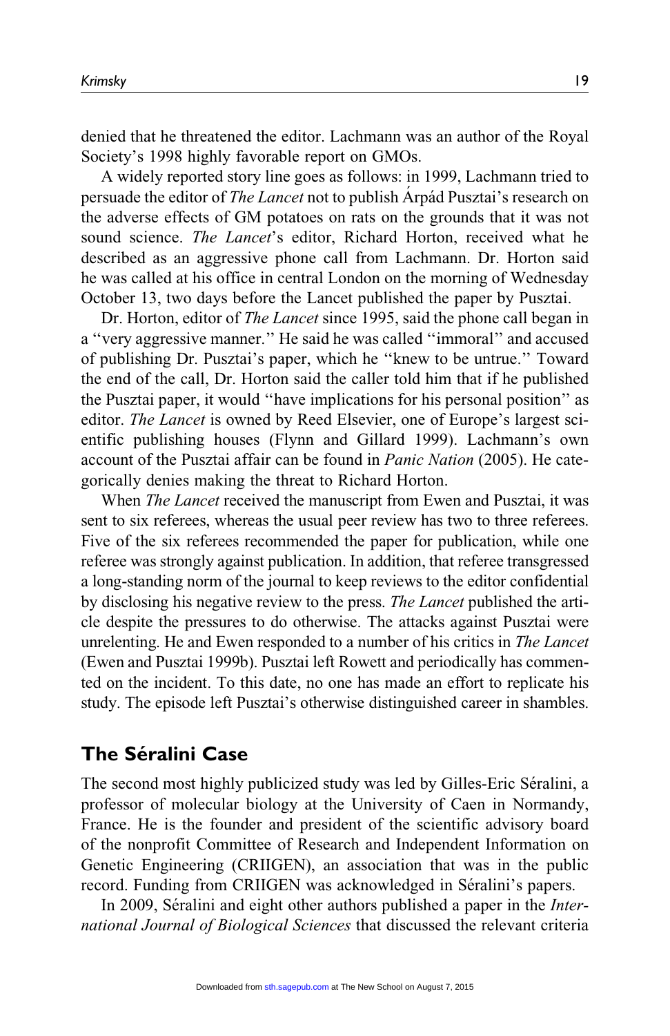denied that he threatened the editor. Lachmann was an author of the Royal Society's 1998 highly favorable report on GMOs.

A widely reported story line goes as follows: in 1999, Lachmann tried to persuade the editor of *The Lancet* not to publish Árpád Pusztai's research on the adverse effects of GM potatoes on rats on the grounds that it was not sound science. *The Lancet*'s editor, Richard Horton, received what he described as an aggressive phone call from Lachmann. Dr. Horton said he was called at his office in central London on the morning of Wednesday October 13, two days before the Lancet published the paper by Pusztai.

Dr. Horton, editor of *The Lancet* since 1995, said the phone call began in a "very aggressive manner." He said he was called "immoral" and accused of publishing Dr. Pusztai's paper, which he "knew to be untrue." Toward the end of the call, Dr. Horton said the caller told him that if he published the Pusztai paper, it would "have implications for his personal position" as editor. *The Lancet* is owned by Reed Elsevier, one of Europe's largest scientific publishing houses (Flynn and Gillard 1999). Lachmann's own account of the Pusztai affair can be found in *Panic Nation* (2005). He categorically denies making the threat to Richard Horton.

When *The Lancet* received the manuscript from Ewen and Pusztai, it was sent to six referees, whereas the usual peer review has two to three referees. Five of the six referees recommended the paper for publication, while one referee was strongly against publication. In addition, that referee transgressed a long-standing norm of the journal to keep reviews to the editor confidential by disclosing his negative review to the press. *The Lancet* published the article despite the pressures to do otherwise. The attacks against Pusztai were unrelenting. He and Ewen responded to a number of his critics in *The Lancet* (Ewen and Pusztai 1999b). Pusztai left Rowett and periodically has commented on the incident. To this date, no one has made an effort to replicate his study. The episode left Pusztai's otherwise distinguished career in shambles.

## The Séralini Case

The second most highly publicized study was led by Gilles-Eric Séralini, a professor of molecular biology at the University of Caen in Normandy, France. He is the founder and president of the scientific advisory board of the nonprofit Committee of Research and Independent Information on Genetic Engineering (CRIIGEN), an association that was in the public record. Funding from CRIIGEN was acknowledged in Séralini's papers.

In 2009, Séralini and eight other authors published a paper in the *International Journal of Biological Sciences* that discussed the relevant criteria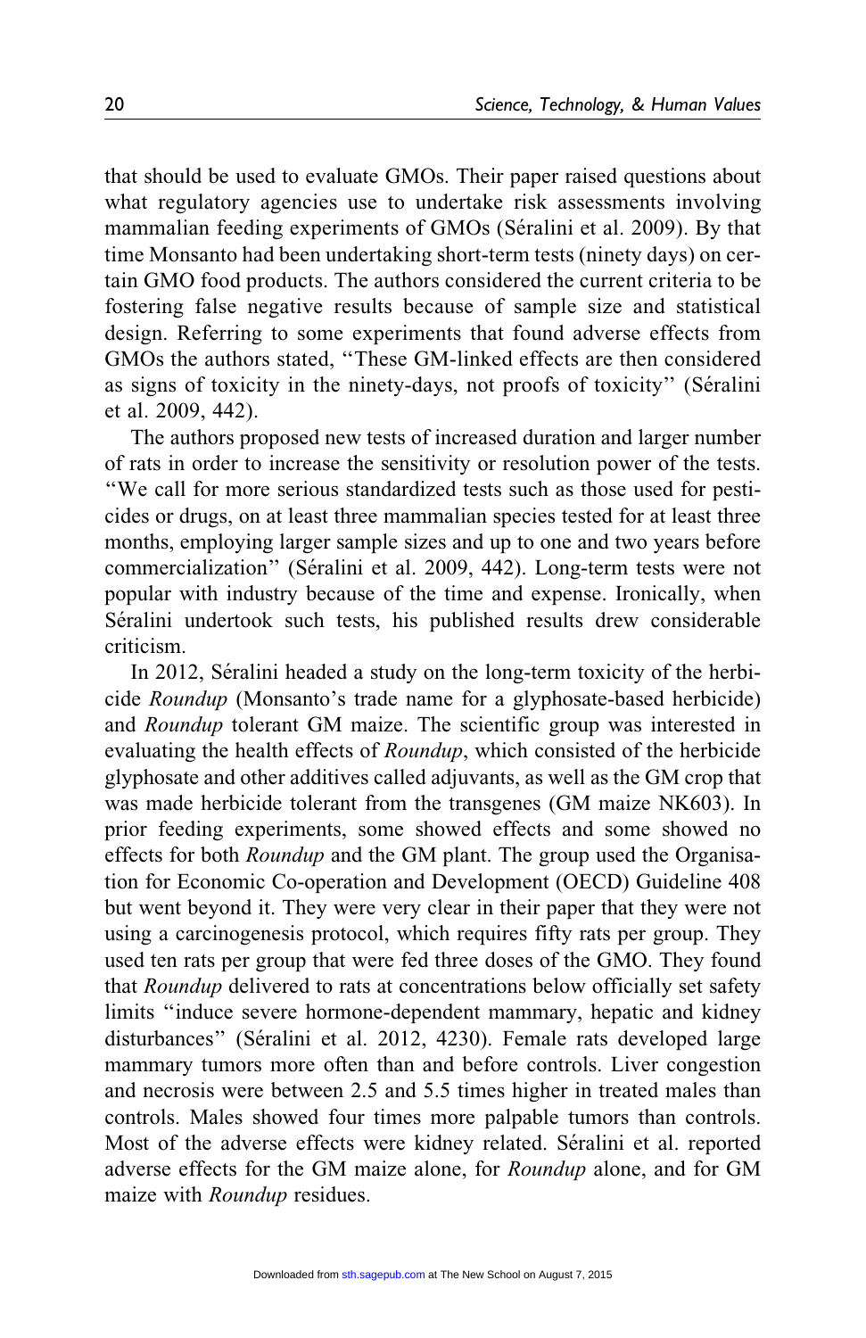that should be used to evaluate GMOs. Their paper raised questions about what regulatory agencies use to undertake risk assessments involving mammalian feeding experiments of GMOs (Séralini et al. 2009). By that time Monsanto had been undertaking short-term tests (ninety days) on certain GMO food products. The authors considered the current criteria to be fostering false negative results because of sample size and statistical design. Referring to some experiments that found adverse effects from GMOs the authors stated, "These GM-linked effects are then considered as signs of toxicity in the ninety-days, not proofs of toxicity" (Séralini et al. 2009, 442).

The authors proposed new tests of increased duration and larger number of rats in order to increase the sensitivity or resolution power of the tests. "We call for more serious standardized tests such as those used for pesticides or drugs, on at least three mammalian species tested for at least three months, employing larger sample sizes and up to one and two years before commercialization" (Séralini et al. 2009, 442). Long-term tests were not popular with industry because of the time and expense. Ironically, when Séralini undertook such tests, his published results drew considerable criticism.

In 2012, Séralini headed a study on the long-term toxicity of the herbicide *Roundup* (Monsanto's trade name for a glyphosate-based herbicide) and *Roundup* tolerant GM maize. The scientific group was interested in evaluating the health effects of *Roundup*, which consisted of the herbicide glyphosate and other additives called adjuvants, as well as the GM crop that was made herbicide tolerant from the transgenes (GM maize NK603). In prior feeding experiments, some showed effects and some showed no effects for both *Roundup* and the GM plant. The group used the Organisation for Economic Co-operation and Development (OECD) Guideline 408 but went beyond it. They were very clear in their paper that they were not using a carcinogenesis protocol, which requires fifty rats per group. They used ten rats per group that were fed three doses of the GMO. They found that *Roundup* delivered to rats at concentrations below officially set safety limits "induce severe hormone-dependent mammary, hepatic and kidney disturbances" (Séralini et al. 2012, 4230). Female rats developed large mammary tumors more often than and before controls. Liver congestion and necrosis were between 2.5 and 5.5 times higher in treated males than controls. Males showed four times more palpable tumors than controls. Most of the adverse effects were kidney related. Séralini et al. reported adverse effects for the GM maize alone, for *Roundup* alone, and for GM maize with *Roundup* residues.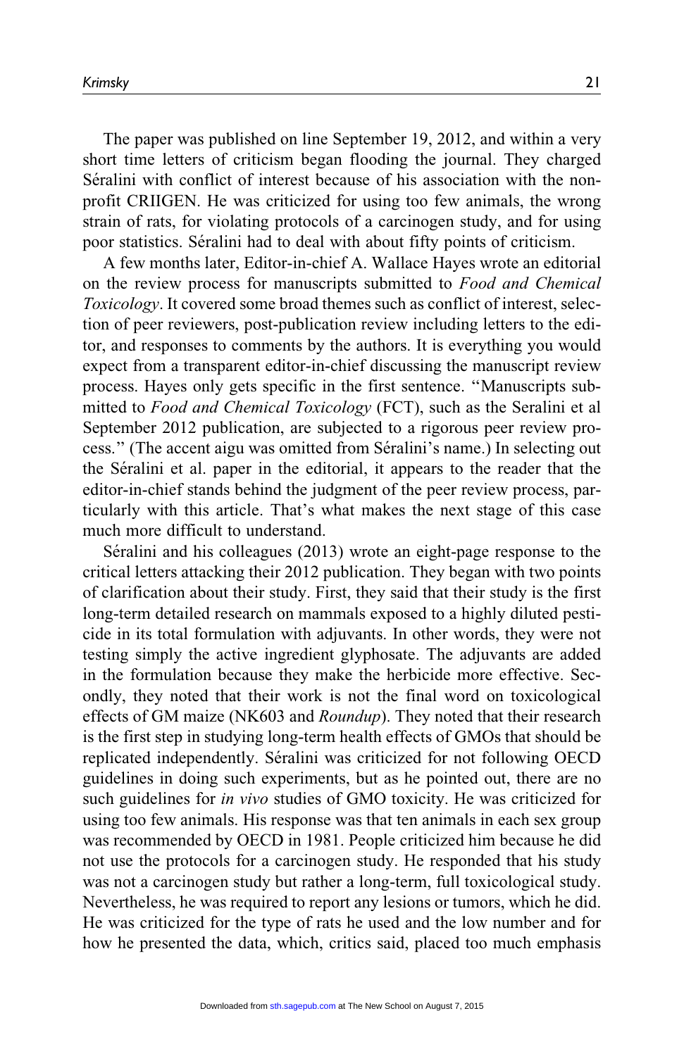The paper was published on line September 19, 2012, and within a very short time letters of criticism began flooding the journal. They charged Séralini with conflict of interest because of his association with the nonprofit CRIIGEN. He was criticized for using too few animals, the wrong strain of rats, for violating protocols of a carcinogen study, and for using poor statistics. Séralini had to deal with about fifty points of criticism.

A few months later, Editor-in-chief A. Wallace Hayes wrote an editorial on the review process for manuscripts submitted to *Food and Chemical Toxicology*. It covered some broad themes such as conflict of interest, selection of peer reviewers, post-publication review including letters to the editor, and responses to comments by the authors. It is everything you would expect from a transparent editor-in-chief discussing the manuscript review process. Hayes only gets specific in the first sentence. "Manuscripts submitted to *Food and Chemical Toxicology* (FCT), such as the Seralini et al September 2012 publication, are subjected to a rigorous peer review process." (The accent aigu was omitted from Séralini's name.) In selecting out the Séralini et al. paper in the editorial, it appears to the reader that the editor-in-chief stands behind the judgment of the peer review process, particularly with this article. That's what makes the next stage of this case much more difficult to understand.

Séralini and his colleagues (2013) wrote an eight-page response to the critical letters attacking their 2012 publication. They began with two points of clarification about their study. First, they said that their study is the first long-term detailed research on mammals exposed to a highly diluted pesticide in its total formulation with adjuvants. In other words, they were not testing simply the active ingredient glyphosate. The adjuvants are added in the formulation because they make the herbicide more effective. Secondly, they noted that their work is not the final word on toxicological effects of GM maize (NK603 and *Roundup*). They noted that their research is the first step in studying long-term health effects of GMOs that should be replicated independently. Séralini was criticized for not following OECD guidelines in doing such experiments, but as he pointed out, there are no such guidelines for *in vivo* studies of GMO toxicity. He was criticized for using too few animals. His response was that ten animals in each sex group was recommended by OECD in 1981. People criticized him because he did not use the protocols for a carcinogen study. He responded that his study was not a carcinogen study but rather a long-term, full toxicological study. Nevertheless, he was required to report any lesions or tumors, which he did. He was criticized for the type of rats he used and the low number and for how he presented the data, which, critics said, placed too much emphasis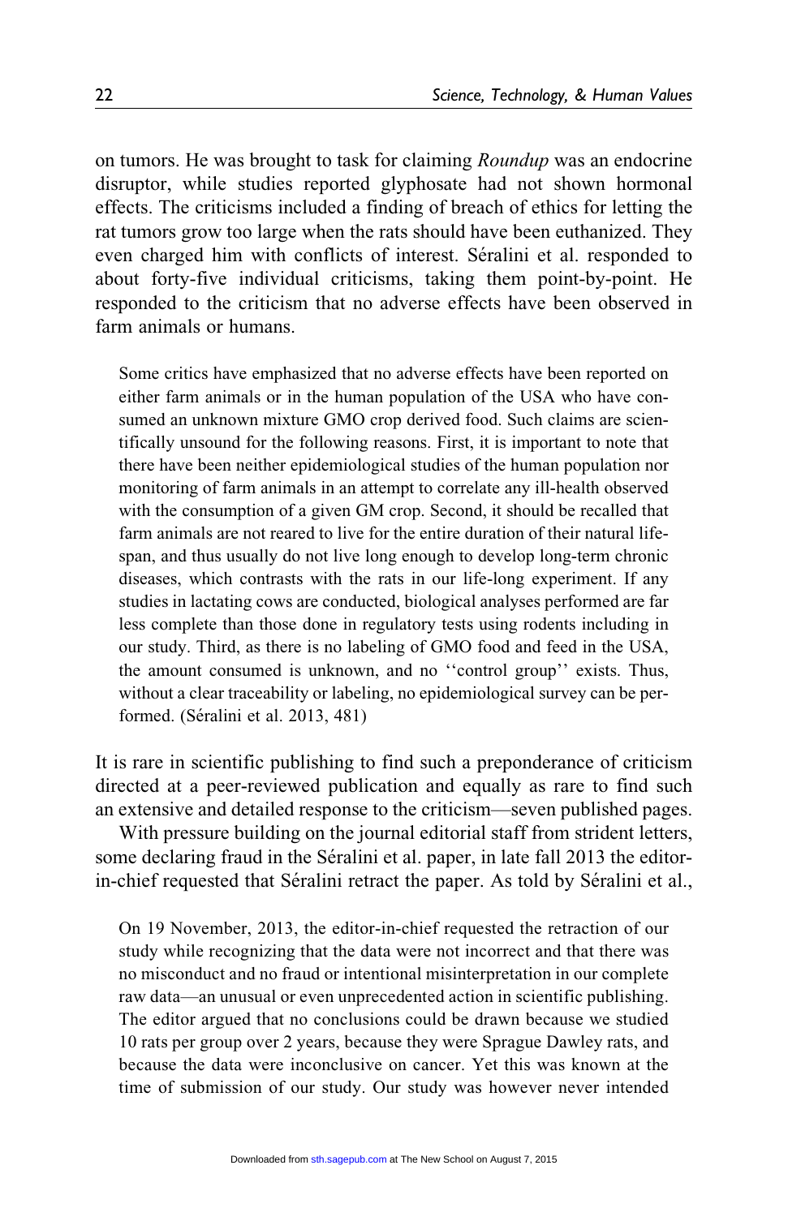on tumors. He was brought to task for claiming *Roundup* was an endocrine disruptor, while studies reported glyphosate had not shown hormonal effects. The criticisms included a finding of breach of ethics for letting the rat tumors grow too large when the rats should have been euthanized. They even charged him with conflicts of interest. Séralini et al. responded to about forty-five individual criticisms, taking them point-by-point. He responded to the criticism that no adverse effects have been observed in farm animals or humans.

> Some critics have emphasized that no adverse effects have been reported on either farm animals or in the human population of the USA who have consumed an unknown mixture GMO crop derived food. Such claims are scientifically unsound for the following reasons. First, it is important to note that there have been neither epidemiological studies of the human population nor monitoring of farm animals in an attempt to correlate any ill-health observed with the consumption of a given GM crop. Second, it should be recalled that farm animals are not reared to live for the entire duration of their natural lifespan, and thus usually do not live long enough to develop long-term chronic diseases, which contrasts with the rats in our life-long experiment. If any studies in lactating cows are conducted, biological analyses performed are far less complete than those done in regulatory tests using rodents including in our study. Third, as there is no labeling of GMO food and feed in the USA, the amount consumed is unknown, and no ''control group'' exists. Thus, without a clear traceability or labeling, no epidemiological survey can be performed. (Séralini et al. 2013, 481)

It is rare in scientific publishing to find such a preponderance of criticism directed at a peer-reviewed publication and equally as rare to find such an extensive and detailed response to the criticism—seven published pages.

With pressure building on the journal editorial staff from strident letters, some declaring fraud in the Séralini et al. paper, in late fall 2013 the editor-in-chief requested that Séralini retract the paper. As told by Séralini et al.,

> On 19 November, 2013, the editor-in-chief requested the retraction of our study while recognizing that the data were not incorrect and that there was no misconduct and no fraud or intentional misinterpretation in our complete raw data—an unusual or even unprecedented action in scientific publishing. The editor argued that no conclusions could be drawn because we studied 10 rats per group over 2 years, because they were Sprague Dawley rats, and because the data were inconclusive on cancer. Yet this was known at the time of submission of our study. Our study was however never intended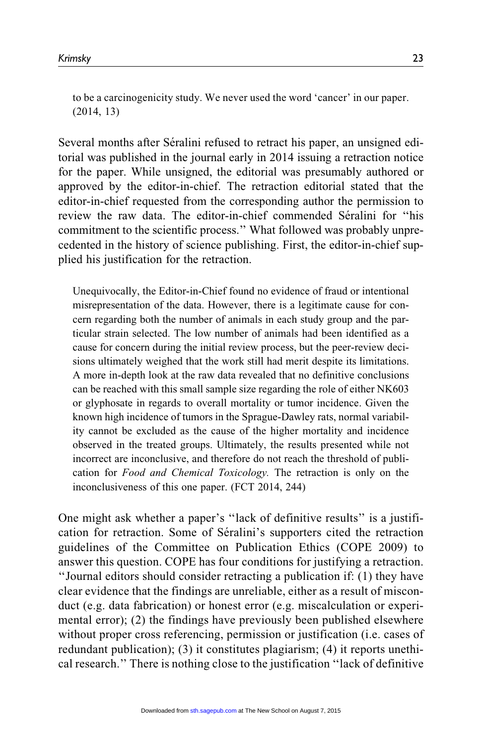> to be a carcinogenicity study. We never used the word 'cancer' in our paper. (2014, 13)

Several months after Séralini refused to retract his paper, an unsigned editorial was published in the journal early in 2014 issuing a retraction notice for the paper. While unsigned, the editorial was presumably authored or approved by the editor-in-chief. The retraction editorial stated that the editor-in-chief requested from the corresponding author the permission to review the raw data. The editor-in-chief commended Séralini for "his commitment to the scientific process." What followed was probably unprecedented in the history of science publishing. First, the editor-in-chief supplied his justification for the retraction.

> Unequivocally, the Editor-in-Chief found no evidence of fraud or intentional misrepresentation of the data. However, there is a legitimate cause for concern regarding both the number of animals in each study group and the particular strain selected. The low number of animals had been identified as a cause for concern during the initial review process, but the peer-review decisions ultimately weighed that the work still had merit despite its limitations. A more in-depth look at the raw data revealed that no definitive conclusions can be reached with this small sample size regarding the role of either NK603 or glyphosate in regards to overall mortality or tumor incidence. Given the known high incidence of tumors in the Sprague-Dawley rats, normal variability cannot be excluded as the cause of the higher mortality and incidence observed in the treated groups. Ultimately, the results presented while not incorrect are inconclusive, and therefore do not reach the threshold of publication for *Food and Chemical Toxicology.* The retraction is only on the inconclusiveness of this one paper. (FCT 2014, 244)

One might ask whether a paper's "lack of definitive results" is a justification for retraction. Some of Séralini's supporters cited the retraction guidelines of the Committee on Publication Ethics (COPE 2009) to answer this question. COPE has four conditions for justifying a retraction. "Journal editors should consider retracting a publication if: (1) they have clear evidence that the findings are unreliable, either as a result of misconduct (e.g. data fabrication) or honest error (e.g. miscalculation or experimental error); (2) the findings have previously been published elsewhere without proper cross referencing, permission or justification (i.e. cases of redundant publication); (3) it constitutes plagiarism; (4) it reports unethical research." There is nothing close to the justification "lack of definitive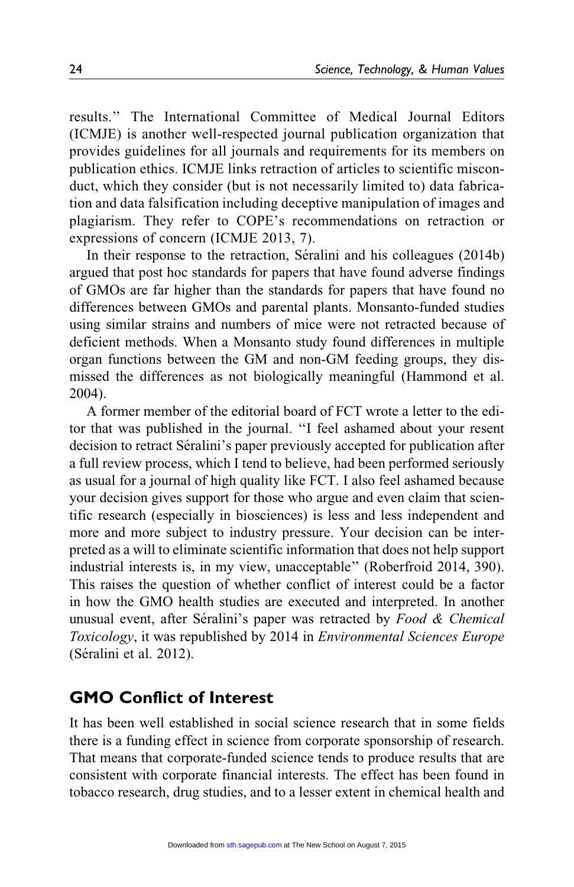results." The International Committee of Medical Journal Editors (ICMJE) is another well-respected journal publication organization that provides guidelines for all journals and requirements for its members on publication ethics. ICMJE links retraction of articles to scientific misconduct, which they consider (but is not necessarily limited to) data fabrication and data falsification including deceptive manipulation of images and plagiarism. They refer to COPE's recommendations on retraction or expressions of concern (ICMJE 2013, 7).

In their response to the retraction, Séralini and his colleagues (2014b) argued that post hoc standards for papers that have found adverse findings of GMOs are far higher than the standards for papers that have found no differences between GMOs and parental plants. Monsanto-funded studies using similar strains and numbers of mice were not retracted because of deficient methods. When a Monsanto study found differences in multiple organ functions between the GM and non-GM feeding groups, they dismissed the differences as not biologically meaningful (Hammond et al. 2004).

A former member of the editorial board of FCT wrote a letter to the editor that was published in the journal. "I feel ashamed about your resent decision to retract Séralini's paper previously accepted for publication after a full review process, which I tend to believe, had been performed seriously as usual for a journal of high quality like FCT. I also feel ashamed because your decision gives support for those who argue and even claim that scientific research (especially in biosciences) is less and less independent and more and more subject to industry pressure. Your decision can be interpreted as a will to eliminate scientific information that does not help support industrial interests is, in my view, unacceptable" (Roberfroid 2014, 390). This raises the question of whether conflict of interest could be a factor in how the GMO health studies are executed and interpreted. In another unusual event, after Séralini's paper was retracted by *Food & Chemical Toxicology*, it was republished by 2014 in *Environmental Sciences Europe* (Séralini et al. 2012).

## GMO Conflict of Interest

It has been well established in social science research that in some fields there is a funding effect in science from corporate sponsorship of research. That means that corporate-funded science tends to produce results that are consistent with corporate financial interests. The effect has been found in tobacco research, drug studies, and to a lesser extent in chemical health and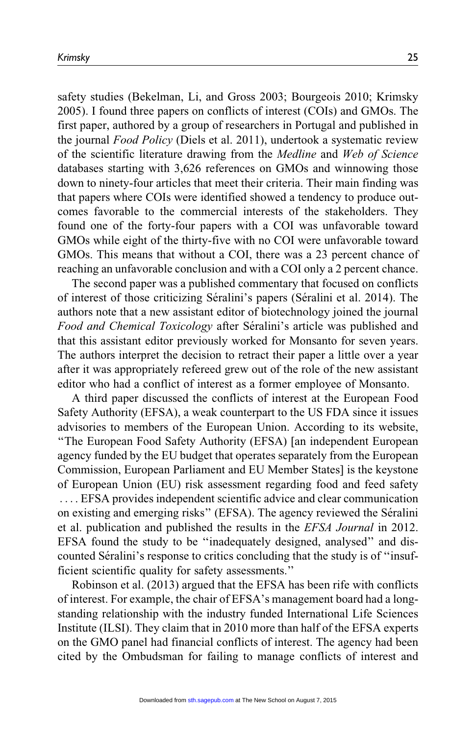safety studies (Bekelman, Li, and Gross 2003; Bourgeois 2010; Krimsky 2005). I found three papers on conflicts of interest (COIs) and GMOs. The first paper, authored by a group of researchers in Portugal and published in the journal *Food Policy* (Diels et al. 2011), undertook a systematic review of the scientific literature drawing from the *Medline* and *Web of Science* databases starting with 3,626 references on GMOs and winnowing those down to ninety-four articles that meet their criteria. Their main finding was that papers where COIs were identified showed a tendency to produce outcomes favorable to the commercial interests of the stakeholders. They found one of the forty-four papers with a COI was unfavorable toward GMOs while eight of the thirty-five with no COI were unfavorable toward GMOs. This means that without a COI, there was a 23 percent chance of reaching an unfavorable conclusion and with a COI only a 2 percent chance.

The second paper was a published commentary that focused on conflicts of interest of those criticizing Séralini's papers (Séralini et al. 2014). The authors note that a new assistant editor of biotechnology joined the journal *Food and Chemical Toxicology* after Séralini's article was published and that this assistant editor previously worked for Monsanto for seven years. The authors interpret the decision to retract their paper a little over a year after it was appropriately refereed grew out of the role of the new assistant editor who had a conflict of interest as a former employee of Monsanto.

A third paper discussed the conflicts of interest at the European Food Safety Authority (EFSA), a weak counterpart to the US FDA since it issues advisories to members of the European Union. According to its website, "The European Food Safety Authority (EFSA) [an independent European agency funded by the EU budget that operates separately from the European Commission, European Parliament and EU Member States] is the keystone of European Union (EU) risk assessment regarding food and feed safety .... EFSA provides independent scientific advice and clear communication on existing and emerging risks" (EFSA). The agency reviewed the Séralini et al. publication and published the results in the *EFSA Journal* in 2012. EFSA found the study to be "inadequately designed, analysed" and discounted Séralini's response to critics concluding that the study is of "insufficient scientific quality for safety assessments."

Robinson et al. (2013) argued that the EFSA has been rife with conflicts of interest. For example, the chair of EFSA's management board had a longstanding relationship with the industry funded International Life Sciences Institute (ILSI). They claim that in 2010 more than half of the EFSA experts on the GMO panel had financial conflicts of interest. The agency had been cited by the Ombudsman for failing to manage conflicts of interest and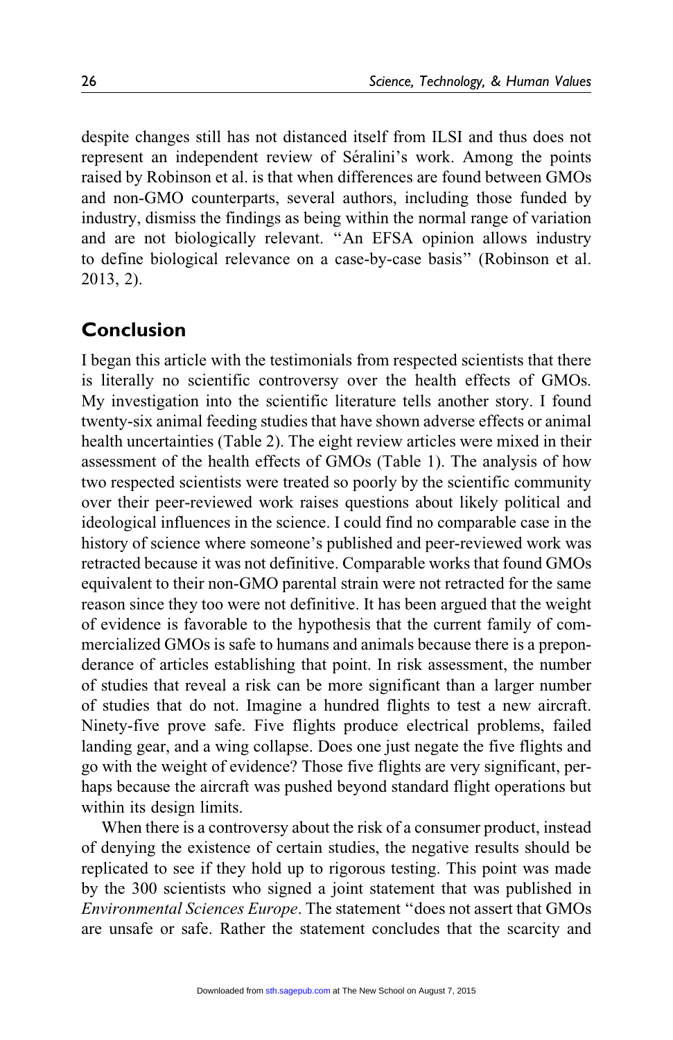despite changes still has not distanced itself from ILSI and thus does not represent an independent review of Séralini's work. Among the points raised by Robinson et al. is that when differences are found between GMOs and non-GMO counterparts, several authors, including those funded by industry, dismiss the findings as being within the normal range of variation and are not biologically relevant. "An EFSA opinion allows industry to define biological relevance on a case-by-case basis" (Robinson et al. 2013, 2).

## Conclusion

I began this article with the testimonials from respected scientists that there is literally no scientific controversy over the health effects of GMOs. My investigation into the scientific literature tells another story. I found twenty-six animal feeding studies that have shown adverse effects or animal health uncertainties (Table 2). The eight review articles were mixed in their assessment of the health effects of GMOs (Table 1). The analysis of how two respected scientists were treated so poorly by the scientific community over their peer-reviewed work raises questions about likely political and ideological influences in the science. I could find no comparable case in the history of science where someone's published and peer-reviewed work was retracted because it was not definitive. Comparable works that found GMOs equivalent to their non-GMO parental strain were not retracted for the same reason since they too were not definitive. It has been argued that the weight of evidence is favorable to the hypothesis that the current family of commercialized GMOs is safe to humans and animals because there is a preponderance of articles establishing that point. In risk assessment, the number of studies that reveal a risk can be more significant than a larger number of studies that do not. Imagine a hundred flights to test a new aircraft. Ninety-five prove safe. Five flights produce electrical problems, failed landing gear, and a wing collapse. Does one just negate the five flights and go with the weight of evidence? Those five flights are very significant, perhaps because the aircraft was pushed beyond standard flight operations but within its design limits.

When there is a controversy about the risk of a consumer product, instead of denying the existence of certain studies, the negative results should be replicated to see if they hold up to rigorous testing. This point was made by the 300 scientists who signed a joint statement that was published in *Environmental Sciences Europe*. The statement "does not assert that GMOs are unsafe or safe. Rather the statement concludes that the scarcity and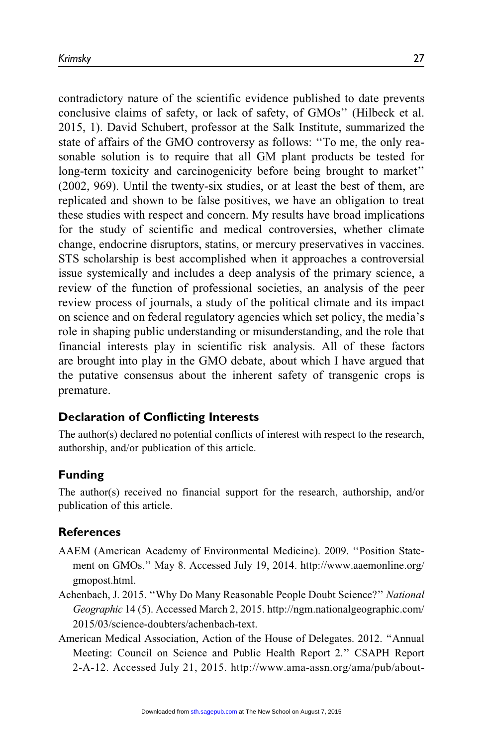contradictory nature of the scientific evidence published to date prevents conclusive claims of safety, or lack of safety, of GMOs'' (Hilbeck et al. 2015, 1). David Schubert, professor at the Salk Institute, summarized the state of affairs of the GMO controversy as follows: ''To me, the only reasonable solution is to require that all GM plant products be tested for long-term toxicity and carcinogenicity before being brought to market'' (2002, 969). Until the twenty-six studies, or at least the best of them, are replicated and shown to be false positives, we have an obligation to treat these studies with respect and concern. My results have broad implications for the study of scientific and medical controversies, whether climate change, endocrine disruptors, statins, or mercury preservatives in vaccines. STS scholarship is best accomplished when it approaches a controversial issue systemically and includes a deep analysis of the primary science, a review of the function of professional societies, an analysis of the peer review process of journals, a study of the political climate and its impact on science and on federal regulatory agencies which set policy, the media's role in shaping public understanding or misunderstanding, and the role that financial interests play in scientific risk analysis. All of these factors are brought into play in the GMO debate, about which I have argued that the putative consensus about the inherent safety of transgenic crops is premature.

## Declaration of Conflicting Interests

The author(s) declared no potential conflicts of interest with respect to the research, authorship, and/or publication of this article.

## Funding

The author(s) received no financial support for the research, authorship, and/or publication of this article.

## References

AAEM (American Academy of Environmental Medicine). 2009. ''Position Statement on GMOs.'' May 8. Accessed July 19, 2014. http://www.aaemonline.org/gmopost.html.

Achenbach, J. 2015. ''Why Do Many Reasonable People Doubt Science?'' *National Geographic* 14 (5). Accessed March 2, 2015. http://ngm.nationalgeographic.com/2015/03/science-doubters/achenbach-text.

American Medical Association, Action of the House of Delegates. 2012. ''Annual Meeting: Council on Science and Public Health Report 2.'' CSAPH Report 2-A-12. Accessed July 21, 2015. http://www.ama-assn.org/ama/pub/about-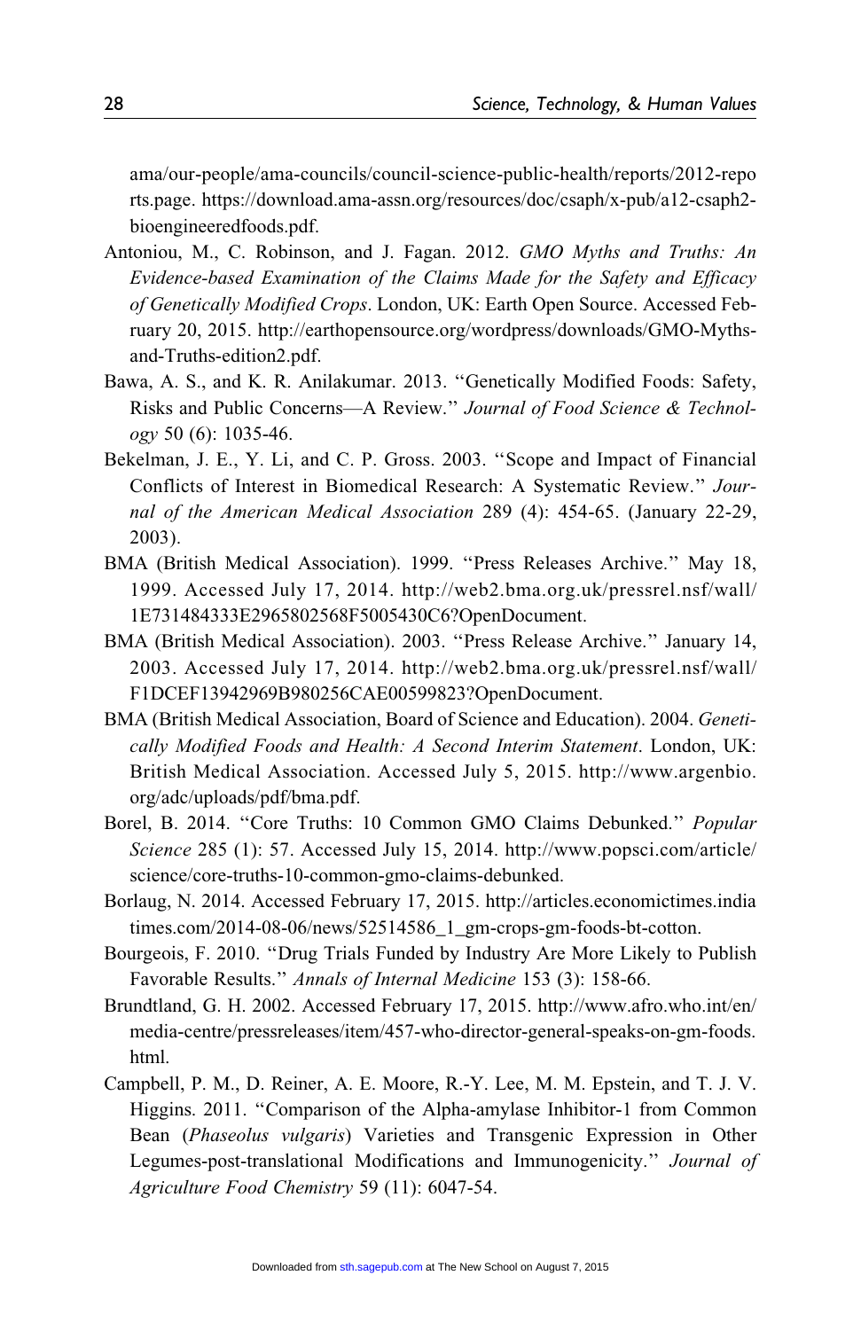ama/our-people/ama-councils/council-science-public-health/reports/2012-reports.page. https://download.ama-assn.org/resources/doc/csaph/x-pub/a12-csaph2-bioengineeredfoods.pdf.

Antoniou, M., C. Robinson, and J. Fagan. 2012. *GMO Myths and Truths: An Evidence-based Examination of the Claims Made for the Safety and Efficacy of Genetically Modified Crops*. London, UK: Earth Open Source. Accessed February 20, 2015. http://earthopensource.org/wordpress/downloads/GMO-Myths-and-Truths-edition2.pdf.

Bawa, A. S., and K. R. Anilakumar. 2013. "Genetically Modified Foods: Safety, Risks and Public Concerns—A Review." *Journal of Food Science & Technology* 50 (6): 1035-46.

Bekelman, J. E., Y. Li, and C. P. Gross. 2003. "Scope and Impact of Financial Conflicts of Interest in Biomedical Research: A Systematic Review." *Journal of the American Medical Association* 289 (4): 454-65. (January 22-29, 2003).

BMA (British Medical Association). 1999. "Press Releases Archive." May 18, 1999. Accessed July 17, 2014. http://web2.bma.org.uk/pressrel.nsf/wall/1E731484333E2965802568F5005430C6?OpenDocument.

BMA (British Medical Association). 2003. "Press Release Archive." January 14, 2003. Accessed July 17, 2014. http://web2.bma.org.uk/pressrel.nsf/wall/F1DCEF13942969B980256CAE00599823?OpenDocument.

BMA (British Medical Association, Board of Science and Education). 2004. *Genetically Modified Foods and Health: A Second Interim Statement*. London, UK: British Medical Association. Accessed July 5, 2015. http://www.argenbio.org/adc/uploads/pdf/bma.pdf.

Borel, B. 2014. "Core Truths: 10 Common GMO Claims Debunked." *Popular Science* 285 (1): 57. Accessed July 15, 2014. http://www.popsci.com/article/science/core-truths-10-common-gmo-claims-debunked.

Borlaug, N. 2014. Accessed February 17, 2015. http://articles.economictimes.indiatimes.com/2014-08-06/news/52514586_1_gm-crops-gm-foods-bt-cotton.

Bourgeois, F. 2010. "Drug Trials Funded by Industry Are More Likely to Publish Favorable Results." *Annals of Internal Medicine* 153 (3): 158-66.

Brundtland, G. H. 2002. Accessed February 17, 2015. http://www.afro.who.int/en/media-centre/pressreleases/item/457-who-director-general-speaks-on-gm-foods.html.

Campbell, P. M., D. Reiner, A. E. Moore, R.-Y. Lee, M. M. Epstein, and T. J. V. Higgins. 2011. "Comparison of the Alpha-amylase Inhibitor-1 from Common Bean (*Phaseolus vulgaris*) Varieties and Transgenic Expression in Other Legumes-post-translational Modifications and Immunogenicity." *Journal of Agriculture Food Chemistry* 59 (11): 6047-54.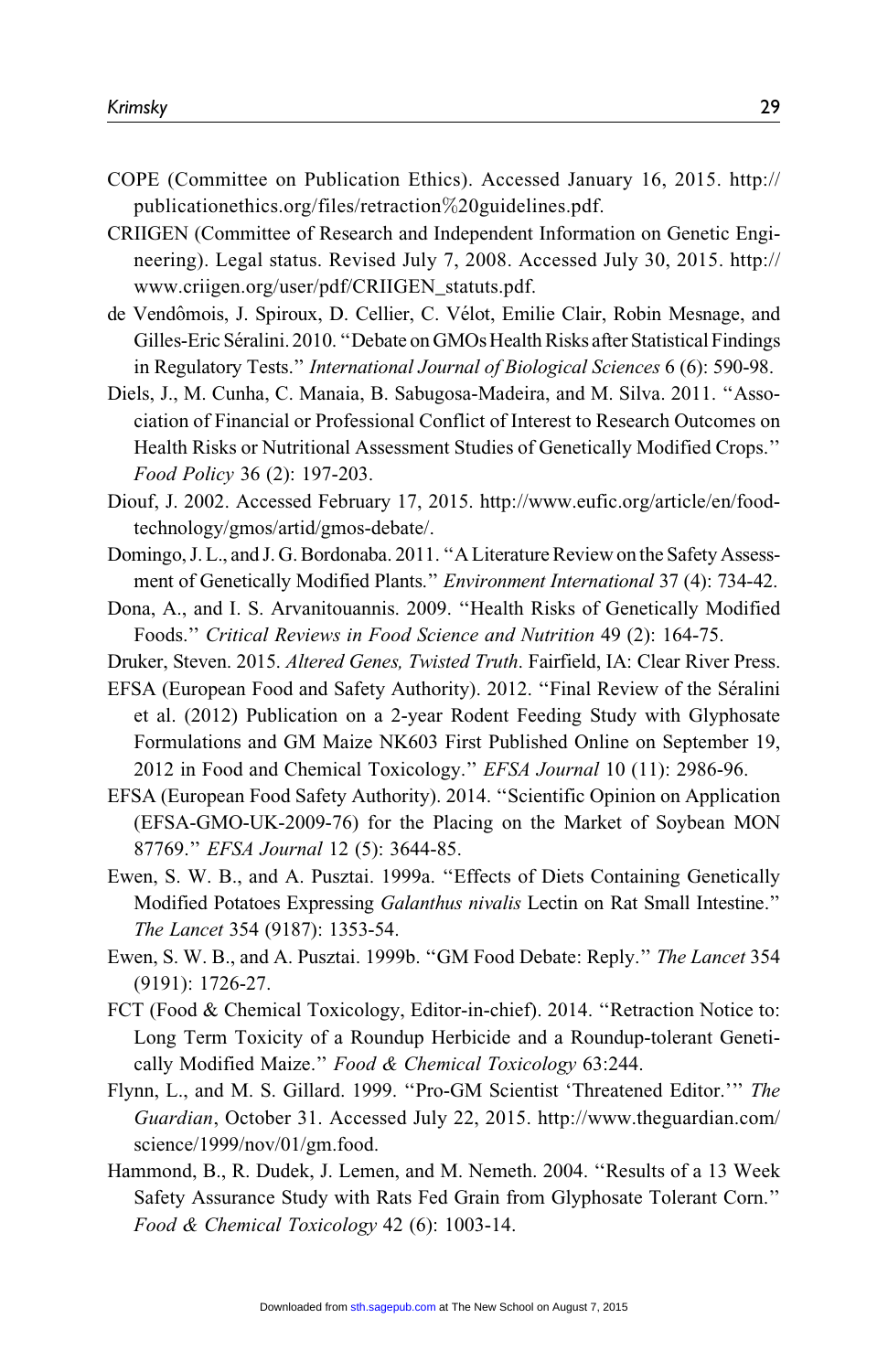COPE (Committee on Publication Ethics). Accessed January 16, 2015. http://publicationethics.org/files/retraction%20guidelines.pdf.

CRIIGEN (Committee of Research and Independent Information on Genetic Engineering). Legal status. Revised July 7, 2008. Accessed July 30, 2015. http://www.criigen.org/user/pdf/CRIIGEN_statuts.pdf.

de Vendômois, J. Spiroux, D. Cellier, C. Vélot, Emilie Clair, Robin Mesnage, and Gilles-Eric Séralini. 2010. "Debate on GMOs Health Risks after Statistical Findings in Regulatory Tests." *International Journal of Biological Sciences* 6 (6): 590-98.

Diels, J., M. Cunha, C. Manaia, B. Sabugosa-Madeira, and M. Silva. 2011. "Association of Financial or Professional Conflict of Interest to Research Outcomes on Health Risks or Nutritional Assessment Studies of Genetically Modified Crops." *Food Policy* 36 (2): 197-203.

Diouf, J. 2002. Accessed February 17, 2015. http://www.eufic.org/article/en/food-technology/gmos/artid/gmos-debate/.

Domingo, J. L., and J. G. Bordonaba. 2011. "A Literature Review on the Safety Assessment of Genetically Modified Plants." *Environment International* 37 (4): 734-42.

Dona, A., and I. S. Arvanitouannis. 2009. "Health Risks of Genetically Modified Foods." *Critical Reviews in Food Science and Nutrition* 49 (2): 164-75.

Druker, Steven. 2015. *Altered Genes, Twisted Truth*. Fairfield, IA: Clear River Press.

EFSA (European Food and Safety Authority). 2012. "Final Review of the Séralini et al. (2012) Publication on a 2-year Rodent Feeding Study with Glyphosate Formulations and GM Maize NK603 First Published Online on September 19, 2012 in Food and Chemical Toxicology." *EFSA Journal* 10 (11): 2986-96.

EFSA (European Food Safety Authority). 2014. "Scientific Opinion on Application (EFSA-GMO-UK-2009-76) for the Placing on the Market of Soybean MON 87769." *EFSA Journal* 12 (5): 3644-85.

Ewen, S. W. B., and A. Pusztai. 1999a. "Effects of Diets Containing Genetically Modified Potatoes Expressing *Galanthus nivalis* Lectin on Rat Small Intestine." *The Lancet* 354 (9187): 1353-54.

Ewen, S. W. B., and A. Pusztai. 1999b. "GM Food Debate: Reply." *The Lancet* 354 (9191): 1726-27.

FCT (Food & Chemical Toxicology, Editor-in-chief). 2014. "Retraction Notice to: Long Term Toxicity of a Roundup Herbicide and a Roundup-tolerant Genetically Modified Maize." *Food & Chemical Toxicology* 63:244.

Flynn, L., and M. S. Gillard. 1999. "Pro-GM Scientist 'Threatened Editor.'" *The Guardian*, October 31. Accessed July 22, 2015. http://www.theguardian.com/science/1999/nov/01/gm.food.

Hammond, B., R. Dudek, J. Lemen, and M. Nemeth. 2004. "Results of a 13 Week Safety Assurance Study with Rats Fed Grain from Glyphosate Tolerant Corn." *Food & Chemical Toxicology* 42 (6): 1003-14.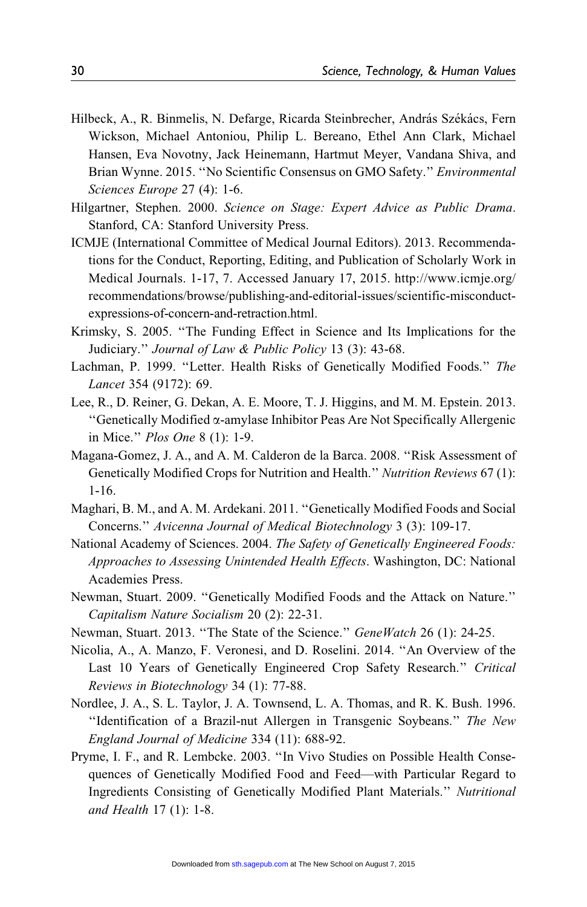Hilbeck, A., R. Binmelis, N. Defarge, Ricarda Steinbrecher, András Székács, Fern Wickson, Michael Antoniou, Philip L. Bereano, Ethel Ann Clark, Michael Hansen, Eva Novotny, Jack Heinemann, Hartmut Meyer, Vandana Shiva, and Brian Wynne. 2015. "No Scientific Consensus on GMO Safety." *Environmental Sciences Europe* 27 (4): 1-6.

Hilgartner, Stephen. 2000. *Science on Stage: Expert Advice as Public Drama*. Stanford, CA: Stanford University Press.

ICMJE (International Committee of Medical Journal Editors). 2013. Recommendations for the Conduct, Reporting, Editing, and Publication of Scholarly Work in Medical Journals. 1-17, 7. Accessed January 17, 2015. http://www.icmje.org/recommendations/browse/publishing-and-editorial-issues/scientific-misconduct-expressions-of-concern-and-retraction.html.

Krimsky, S. 2005. "The Funding Effect in Science and Its Implications for the Judiciary." *Journal of Law & Public Policy* 13 (3): 43-68.

Lachman, P. 1999. "Letter. Health Risks of Genetically Modified Foods." *The Lancet* 354 (9172): 69.

Lee, R., D. Reiner, G. Dekan, A. E. Moore, T. J. Higgins, and M. M. Epstein. 2013. "Genetically Modified α-amylase Inhibitor Peas Are Not Specifically Allergenic in Mice." *Plos One* 8 (1): 1-9.

Magana-Gomez, J. A., and A. M. Calderon de la Barca. 2008. "Risk Assessment of Genetically Modified Crops for Nutrition and Health." *Nutrition Reviews* 67 (1): 1-16.

Maghari, B. M., and A. M. Ardekani. 2011. "Genetically Modified Foods and Social Concerns." *Avicenna Journal of Medical Biotechnology* 3 (3): 109-17.

National Academy of Sciences. 2004. *The Safety of Genetically Engineered Foods: Approaches to Assessing Unintended Health Effects*. Washington, DC: National Academies Press.

Newman, Stuart. 2009. "Genetically Modified Foods and the Attack on Nature." *Capitalism Nature Socialism* 20 (2): 22-31.

Newman, Stuart. 2013. "The State of the Science." *GeneWatch* 26 (1): 24-25.

Nicolia, A., A. Manzo, F. Veronesi, and D. Roselini. 2014. "An Overview of the Last 10 Years of Genetically Engineered Crop Safety Research." *Critical Reviews in Biotechnology* 34 (1): 77-88.

Nordlee, J. A., S. L. Taylor, J. A. Townsend, L. A. Thomas, and R. K. Bush. 1996. "Identification of a Brazil-nut Allergen in Transgenic Soybeans." *The New England Journal of Medicine* 334 (11): 688-92.

Pryme, I. F., and R. Lembcke. 2003. "In Vivo Studies on Possible Health Consequences of Genetically Modified Food and Feed—with Particular Regard to Ingredients Consisting of Genetically Modified Plant Materials." *Nutritional and Health* 17 (1): 1-8.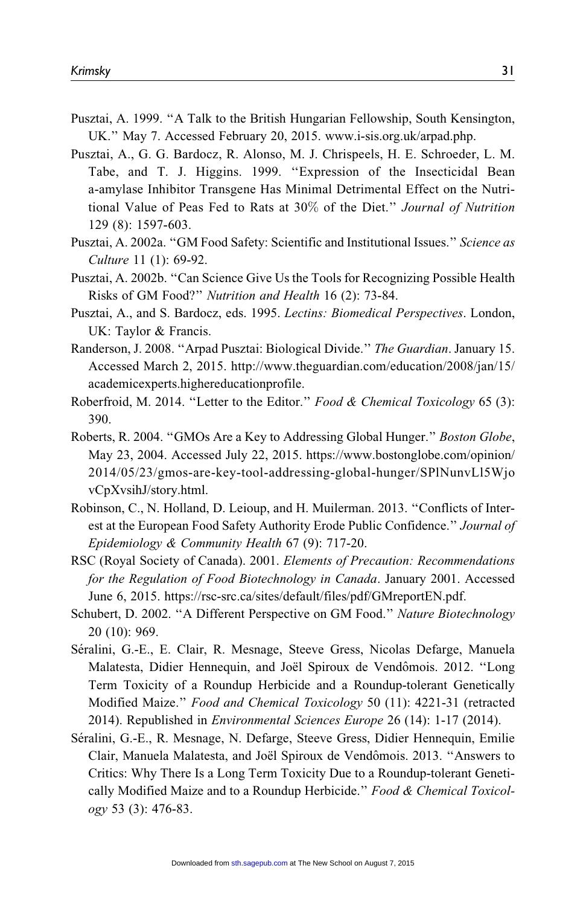Pusztai, A. 1999. "A Talk to the British Hungarian Fellowship, South Kensington, UK." May 7. Accessed February 20, 2015. www.i-sis.org.uk/arpad.php.

Pusztai, A., G. G. Bardocz, R. Alonso, M. J. Chrispeels, H. E. Schroeder, L. M. Tabe, and T. J. Higgins. 1999. "Expression of the Insecticidal Bean a-amylase Inhibitor Transgene Has Minimal Detrimental Effect on the Nutritional Value of Peas Fed to Rats at 30% of the Diet." *Journal of Nutrition* 129 (8): 1597-603.

Pusztai, A. 2002a. "GM Food Safety: Scientific and Institutional Issues." *Science as Culture* 11 (1): 69-92.

Pusztai, A. 2002b. "Can Science Give Us the Tools for Recognizing Possible Health Risks of GM Food?" *Nutrition and Health* 16 (2): 73-84.

Pusztai, A., and S. Bardocz, eds. 1995. *Lectins: Biomedical Perspectives*. London, UK: Taylor & Francis.

Randerson, J. 2008. "Arpad Pusztai: Biological Divide." *The Guardian*. January 15. Accessed March 2, 2015. http://www.theguardian.com/education/2008/jan/15/academicexperts.highereducationprofile.

Roberfroid, M. 2014. "Letter to the Editor." *Food & Chemical Toxicology* 65 (3): 390.

Roberts, R. 2004. "GMOs Are a Key to Addressing Global Hunger." *Boston Globe*, May 23, 2004. Accessed July 22, 2015. https://www.bostonglobe.com/opinion/2014/05/23/gmos-are-key-tool-addressing-global-hunger/SPlNunvLl5WjovCpXvsihJ/story.html.

Robinson, C., N. Holland, D. Leioup, and H. Muilerman. 2013. "Conflicts of Interest at the European Food Safety Authority Erode Public Confidence." *Journal of Epidemiology & Community Health* 67 (9): 717-20.

RSC (Royal Society of Canada). 2001. *Elements of Precaution: Recommendations for the Regulation of Food Biotechnology in Canada*. January 2001. Accessed June 6, 2015. https://rsc-src.ca/sites/default/files/pdf/GMreportEN.pdf.

Schubert, D. 2002. "A Different Perspective on GM Food." *Nature Biotechnology* 20 (10): 969.

Séralini, G.-E., E. Clair, R. Mesnage, Steeve Gress, Nicolas Defarge, Manuela Malatesta, Didier Hennequin, and Joël Spiroux de Vendômois. 2012. "Long Term Toxicity of a Roundup Herbicide and a Roundup-tolerant Genetically Modified Maize." *Food and Chemical Toxicology* 50 (11): 4221-31 (retracted 2014). Republished in *Environmental Sciences Europe* 26 (14): 1-17 (2014).

Séralini, G.-E., R. Mesnage, N. Defarge, Steeve Gress, Didier Hennequin, Emilie Clair, Manuela Malatesta, and Joël Spiroux de Vendômois. 2013. "Answers to Critics: Why There Is a Long Term Toxicity Due to a Roundup-tolerant Genetically Modified Maize and to a Roundup Herbicide." *Food & Chemical Toxicology* 53 (3): 476-83.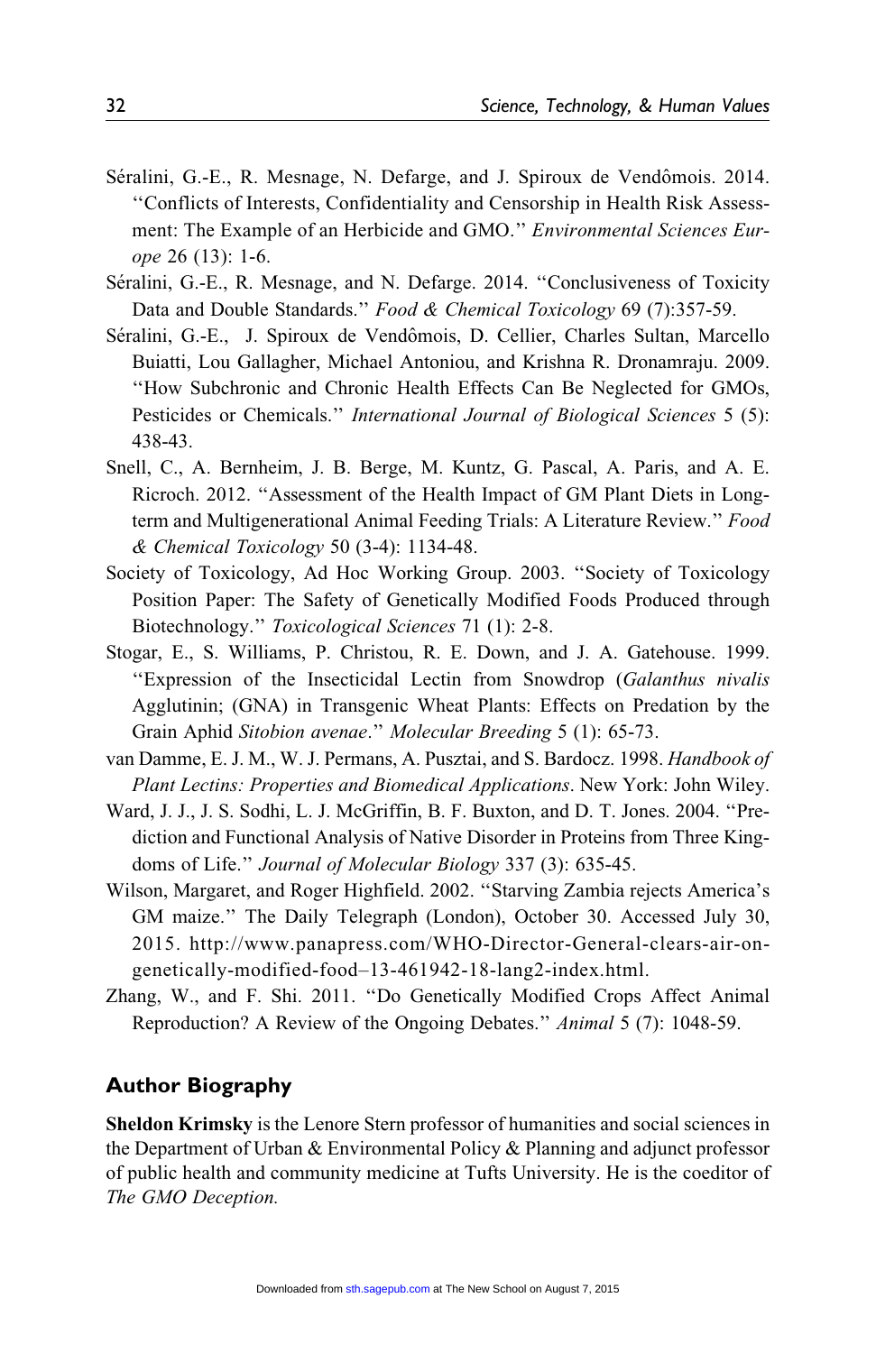Séralini, G.-E., R. Mesnage, N. Defarge, and J. Spiroux de Vendômois. 2014. "Conflicts of Interests, Confidentiality and Censorship in Health Risk Assessment: The Example of an Herbicide and GMO." *Environmental Sciences Europe* 26 (13): 1-6.

Séralini, G.-E., R. Mesnage, and N. Defarge. 2014. "Conclusiveness of Toxicity Data and Double Standards." *Food & Chemical Toxicology* 69 (7):357-59.

Séralini, G.-E., J. Spiroux de Vendômois, D. Cellier, Charles Sultan, Marcello Buiatti, Lou Gallagher, Michael Antoniou, and Krishna R. Dronamraju. 2009. "How Subchronic and Chronic Health Effects Can Be Neglected for GMOs, Pesticides or Chemicals." *International Journal of Biological Sciences* 5 (5): 438-43.

Snell, C., A. Bernheim, J. B. Berge, M. Kuntz, G. Pascal, A. Paris, and A. E. Ricroch. 2012. "Assessment of the Health Impact of GM Plant Diets in Long-term and Multigenerational Animal Feeding Trials: A Literature Review." *Food & Chemical Toxicology* 50 (3-4): 1134-48.

Society of Toxicology, Ad Hoc Working Group. 2003. "Society of Toxicology Position Paper: The Safety of Genetically Modified Foods Produced through Biotechnology." *Toxicological Sciences* 71 (1): 2-8.

Stogar, E., S. Williams, P. Christou, R. E. Down, and J. A. Gatehouse. 1999. "Expression of the Insecticidal Lectin from Snowdrop (*Galanthus nivalis* Agglutinin; (GNA) in Transgenic Wheat Plants: Effects on Predation by the Grain Aphid *Sitobion avenae*." *Molecular Breeding* 5 (1): 65-73.

van Damme, E. J. M., W. J. Permans, A. Pusztai, and S. Bardocz. 1998. *Handbook of Plant Lectins: Properties and Biomedical Applications*. New York: John Wiley.

Ward, J. J., J. S. Sodhi, L. J. McGriffin, B. F. Buxton, and D. T. Jones. 2004. "Prediction and Functional Analysis of Native Disorder in Proteins from Three Kingdoms of Life." *Journal of Molecular Biology* 337 (3): 635-45.

Wilson, Margaret, and Roger Highfield. 2002. "Starving Zambia rejects America's GM maize." The Daily Telegraph (London), October 30. Accessed July 30, 2015. http://www.panapress.com/WHO-Director-General-clears-air-on-genetically-modified-food–13-461942-18-lang2-index.html.

Zhang, W., and F. Shi. 2011. "Do Genetically Modified Crops Affect Animal Reproduction? A Review of the Ongoing Debates." *Animal* 5 (7): 1048-59.

## Author Biography

**Sheldon Krimsky** is the Lenore Stern professor of humanities and social sciences in the Department of Urban & Environmental Policy & Planning and adjunct professor of public health and community medicine at Tufts University. He is the coeditor of *The GMO Deception.*